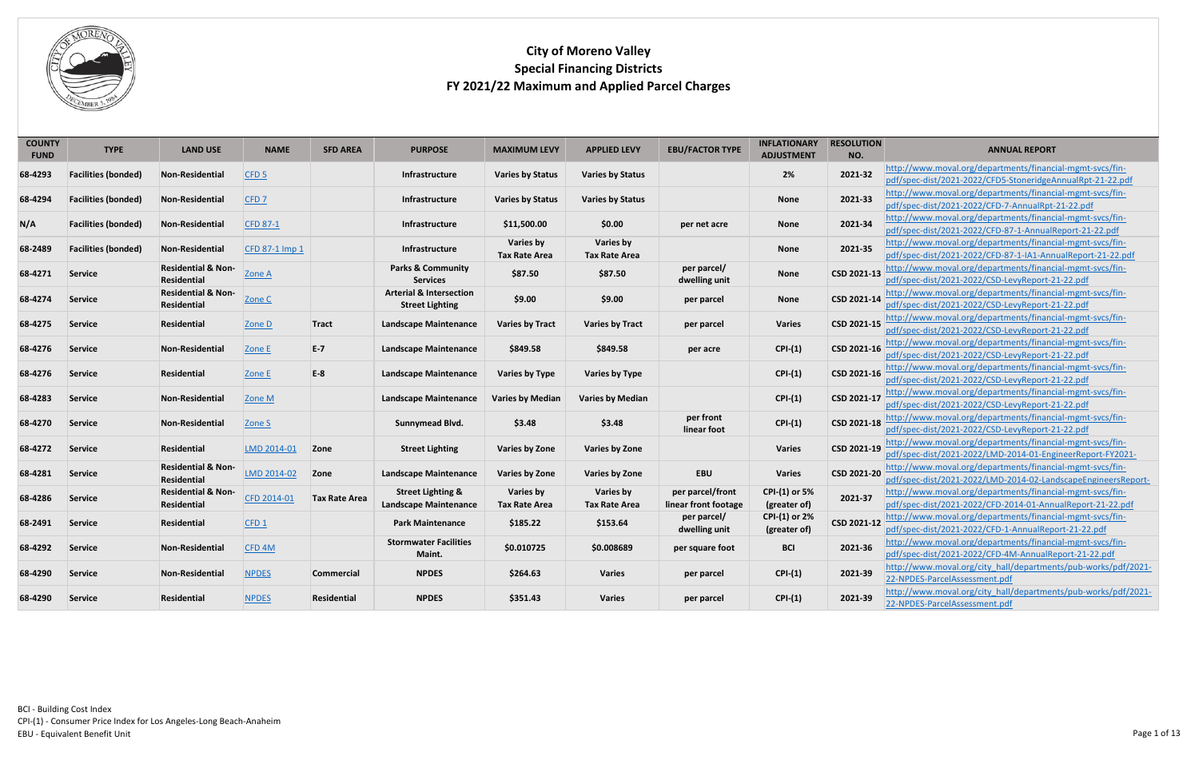# City of Moreno Valley
## Special Financing Districts
## FY 2021/22 Maximum and Applied Parcel Charges

| COUNTY FUND | TYPE | LAND USE | NAME | SFD AREA | PURPOSE | MAXIMUM LEVY | APPLIED LEVY | EBU/FACTOR TYPE | INFLATIONARY ADJUSTMENT | RESOLUTION NO. | ANNUAL REPORT |
|---|---|---|---|---|---|---|---|---|---|---|---|
| 68-4293 | Facilities (bonded) | Non-Residential | CFD 5 | | Infrastructure | Varies by Status | Varies by Status | | 2% | 2021-32 | http://www.moval.org/departments/financial-mgmt-svcs/fin-pdf/spec-dist/2021-2022/CFD5-StoneridgeAnnualRpt-21-22.pdf |
| 68-4294 | Facilities (bonded) | Non-Residential | CFD 7 | | Infrastructure | Varies by Status | Varies by Status | | None | 2021-33 | http://www.moval.org/departments/financial-mgmt-svcs/fin-pdf/spec-dist/2021-2022/CFD-7-AnnualRpt-21-22.pdf |
| N/A | Facilities (bonded) | Non-Residential | CFD 87-1 | | Infrastructure | $11,500.00 | $0.00 | per net acre | None | 2021-34 | http://www.moval.org/departments/financial-mgmt-svcs/fin-pdf/spec-dist/2021-2022/CFD-87-1-AnnualReport-21-22.pdf |
| 68-2489 | Facilities (bonded) | Non-Residential | CFD 87-1 Imp 1 | | Infrastructure | Varies by Tax Rate Area | Varies by Tax Rate Area | | None | 2021-35 | http://www.moval.org/departments/financial-mgmt-svcs/fin-pdf/spec-dist/2021-2022/CFD-87-1-IA1-AnnualReport-21-22.pdf |
| 68-4271 | Service | Residential & Non-Residential | Zone A | | Parks & Community Services | $87.50 | $87.50 | per parcel/ dwelling unit | None | CSD 2021-13 | http://www.moval.org/departments/financial-mgmt-svcs/fin-pdf/spec-dist/2021-2022/CSD-LevyReport-21-22.pdf |
| 68-4274 | Service | Residential & Non-Residential | Zone C | | Arterial & Intersection Street Lighting | $9.00 | $9.00 | per parcel | None | CSD 2021-14 | http://www.moval.org/departments/financial-mgmt-svcs/fin-pdf/spec-dist/2021-2022/CSD-LevyReport-21-22.pdf |
| 68-4275 | Service | Residential | Zone D | Tract | Landscape Maintenance | Varies by Tract | Varies by Tract | per parcel | Varies | CSD 2021-15 | http://www.moval.org/departments/financial-mgmt-svcs/fin-pdf/spec-dist/2021-2022/CSD-LevyReport-21-22.pdf |
| 68-4276 | Service | Non-Residential | Zone E | E-7 | Landscape Maintenance | $849.58 | $849.58 | per acre | CPI-(1) | CSD 2021-16 | http://www.moval.org/departments/financial-mgmt-svcs/fin-pdf/spec-dist/2021-2022/CSD-LevyReport-21-22.pdf |
| 68-4276 | Service | Residential | Zone E | E-8 | Landscape Maintenance | Varies by Type | Varies by Type | | CPI-(1) | CSD 2021-16 | http://www.moval.org/departments/financial-mgmt-svcs/fin-pdf/spec-dist/2021-2022/CSD-LevyReport-21-22.pdf |
| 68-4283 | Service | Non-Residential | Zone M | | Landscape Maintenance | Varies by Median | Varies by Median | | CPI-(1) | CSD 2021-17 | http://www.moval.org/departments/financial-mgmt-svcs/fin-pdf/spec-dist/2021-2022/CSD-LevyReport-21-22.pdf |
| 68-4270 | Service | Non-Residential | Zone S | | Sunnymead Blvd. | $3.48 | $3.48 | per front linear foot | CPI-(1) | CSD 2021-18 | http://www.moval.org/departments/financial-mgmt-svcs/fin-pdf/spec-dist/2021-2022/CSD-LevyReport-21-22.pdf |
| 68-4272 | Service | Residential | LMD 2014-01 | Zone | Street Lighting | Varies by Zone | Varies by Zone | | Varies | CSD 2021-19 | http://www.moval.org/departments/financial-mgmt-svcs/fin-pdf/spec-dist/2021-2022/LMD-2014-01-EngineerReport-FY2021- |
| 68-4281 | Service | Residential & Non-Residential | LMD 2014-02 | Zone | Landscape Maintenance | Varies by Zone | Varies by Zone | EBU | Varies | CSD 2021-20 | http://www.moval.org/departments/financial-mgmt-svcs/fin-pdf/spec-dist/2021-2022/LMD-2014-02-LandscapeEngineersReport- |
| 68-4286 | Service | Residential & Non-Residential | CFD 2014-01 | Tax Rate Area | Street Lighting & Landscape Maintenance | Varies by Tax Rate Area | Varies by Tax Rate Area | per parcel/front linear front footage | CPI-(1) or 5% (greater of) | 2021-37 | http://www.moval.org/departments/financial-mgmt-svcs/fin-pdf/spec-dist/2021-2022/CFD-2014-01-AnnualReport-21-22.pdf |
| 68-2491 | Service | Residential | CFD 1 | | Park Maintenance | $185.22 | $153.64 | per parcel/ dwelling unit | CPI-(1) or 2% (greater of) | CSD 2021-12 | http://www.moval.org/departments/financial-mgmt-svcs/fin-pdf/spec-dist/2021-2022/CFD-1-AnnualReport-21-22.pdf |
| 68-4292 | Service | Non-Residential | CFD 4M | | Stormwater Facilities Maint. | $0.010725 | $0.008689 | per square foot | BCI | 2021-36 | http://www.moval.org/departments/financial-mgmt-svcs/fin-pdf/spec-dist/2021-2022/CFD-4M-AnnualReport-21-22.pdf |
| 68-4290 | Service | Non-Residential | NPDES | Commercial | NPDES | $264.63 | Varies | per parcel | CPI-(1) | 2021-39 | http://www.moval.org/city_hall/departments/pub-works/pdf/2021-22-NPDES-ParcelAssessment.pdf |
| 68-4290 | Service | Residential | NPDES | Residential | NPDES | $351.43 | Varies | per parcel | CPI-(1) | 2021-39 | http://www.moval.org/city_hall/departments/pub-works/pdf/2021-22-NPDES-ParcelAssessment.pdf |

BCI - Building Cost Index
CPI-(1) - Consumer Price Index for Los Angeles-Long Beach-Anaheim
EBU - Equivalent Benefit Unit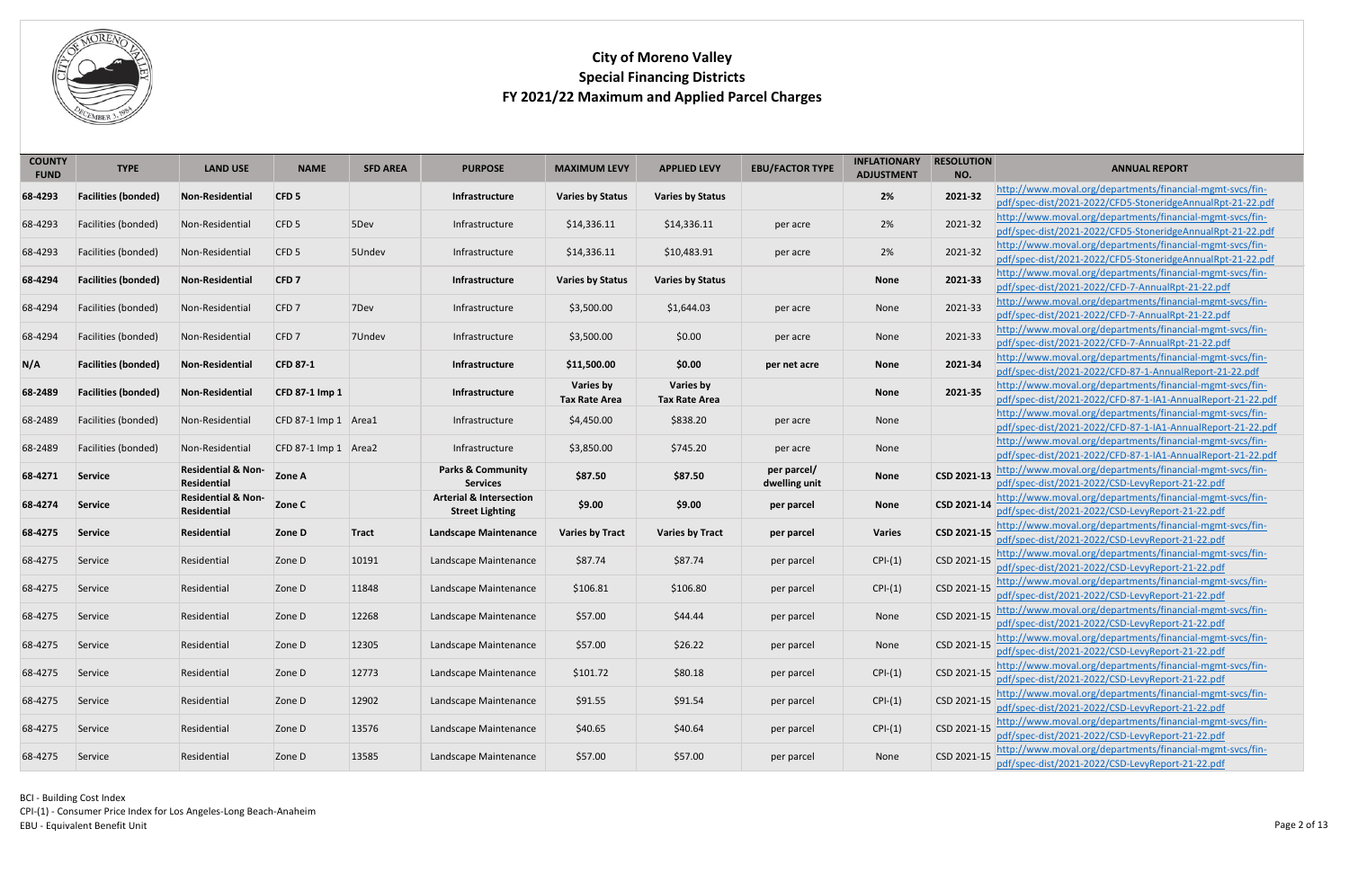# City of Moreno Valley
## Special Financing Districts
## FY 2021/22 Maximum and Applied Parcel Charges

| COUNTY FUND | TYPE | LAND USE | NAME | SFD AREA | PURPOSE | MAXIMUM LEVY | APPLIED LEVY | EBU/FACTOR TYPE | INFLATIONARY ADJUSTMENT | RESOLUTION NO. | ANNUAL REPORT |
|---|---|---|---|---|---|---|---|---|---|---|---|
| **68-4293** | **Facilities (bonded)** | **Non-Residential** | **CFD 5** | | **Infrastructure** | **Varies by Status** | **Varies by Status** | | **2%** | **2021-32** | http://www.moval.org/departments/financial-mgmt-svcs/fin-pdf/spec-dist/2021-2022/CFD5-StoneridgeAnnualRpt-21-22.pdf |
| 68-4293 | Facilities (bonded) | Non-Residential | CFD 5 | 5Dev | Infrastructure | $14,336.11 | $14,336.11 | per acre | 2% | 2021-32 | http://www.moval.org/departments/financial-mgmt-svcs/fin-pdf/spec-dist/2021-2022/CFD5-StoneridgeAnnualRpt-21-22.pdf |
| 68-4293 | Facilities (bonded) | Non-Residential | CFD 5 | 5Undev | Infrastructure | $14,336.11 | $10,483.91 | per acre | 2% | 2021-32 | http://www.moval.org/departments/financial-mgmt-svcs/fin-pdf/spec-dist/2021-2022/CFD5-StoneridgeAnnualRpt-21-22.pdf |
| **68-4294** | **Facilities (bonded)** | **Non-Residential** | **CFD 7** | | **Infrastructure** | **Varies by Status** | **Varies by Status** | | **None** | **2021-33** | http://www.moval.org/departments/financial-mgmt-svcs/fin-pdf/spec-dist/2021-2022/CFD-7-AnnualRpt-21-22.pdf |
| 68-4294 | Facilities (bonded) | Non-Residential | CFD 7 | 7Dev | Infrastructure | $3,500.00 | $1,644.03 | per acre | None | 2021-33 | http://www.moval.org/departments/financial-mgmt-svcs/fin-pdf/spec-dist/2021-2022/CFD-7-AnnualRpt-21-22.pdf |
| 68-4294 | Facilities (bonded) | Non-Residential | CFD 7 | 7Undev | Infrastructure | $3,500.00 | $0.00 | per acre | None | 2021-33 | http://www.moval.org/departments/financial-mgmt-svcs/fin-pdf/spec-dist/2021-2022/CFD-7-AnnualRpt-21-22.pdf |
| **N/A** | **Facilities (bonded)** | **Non-Residential** | **CFD 87-1** | | **Infrastructure** | **$11,500.00** | **$0.00** | **per net acre** | **None** | **2021-34** | http://www.moval.org/departments/financial-mgmt-svcs/fin-pdf/spec-dist/2021-2022/CFD-87-1-AnnualReport-21-22.pdf |
| **68-2489** | **Facilities (bonded)** | **Non-Residential** | **CFD 87-1 Imp 1** | | **Infrastructure** | **Varies by Tax Rate Area** | **Varies by Tax Rate Area** | | **None** | **2021-35** | http://www.moval.org/departments/financial-mgmt-svcs/fin-pdf/spec-dist/2021-2022/CFD-87-1-IA1-AnnualReport-21-22.pdf |
| 68-2489 | Facilities (bonded) | Non-Residential | CFD 87-1 Imp 1 | Area1 | Infrastructure | $4,450.00 | $838.20 | per acre | None | | http://www.moval.org/departments/financial-mgmt-svcs/fin-pdf/spec-dist/2021-2022/CFD-87-1-IA1-AnnualReport-21-22.pdf |
| 68-2489 | Facilities (bonded) | Non-Residential | CFD 87-1 Imp 1 | Area2 | Infrastructure | $3,850.00 | $745.20 | per acre | None | | http://www.moval.org/departments/financial-mgmt-svcs/fin-pdf/spec-dist/2021-2022/CFD-87-1-IA1-AnnualReport-21-22.pdf |
| **68-4271** | **Service** | **Residential & Non-Residential** | **Zone A** | | **Parks & Community Services** | **$87.50** | **$87.50** | **per parcel/ dwelling unit** | **None** | **CSD 2021-13** | http://www.moval.org/departments/financial-mgmt-svcs/fin-pdf/spec-dist/2021-2022/CSD-LevyReport-21-22.pdf |
| **68-4274** | **Service** | **Residential & Non-Residential** | **Zone C** | | **Arterial & Intersection Street Lighting** | **$9.00** | **$9.00** | **per parcel** | **None** | **CSD 2021-14** | http://www.moval.org/departments/financial-mgmt-svcs/fin-pdf/spec-dist/2021-2022/CSD-LevyReport-21-22.pdf |
| **68-4275** | **Service** | **Residential** | **Zone D** | **Tract** | **Landscape Maintenance** | **Varies by Tract** | **Varies by Tract** | **per parcel** | **Varies** | **CSD 2021-15** | http://www.moval.org/departments/financial-mgmt-svcs/fin-pdf/spec-dist/2021-2022/CSD-LevyReport-21-22.pdf |
| 68-4275 | Service | Residential | Zone D | 10191 | Landscape Maintenance | $87.74 | $87.74 | per parcel | CPI-(1) | CSD 2021-15 | http://www.moval.org/departments/financial-mgmt-svcs/fin-pdf/spec-dist/2021-2022/CSD-LevyReport-21-22.pdf |
| 68-4275 | Service | Residential | Zone D | 11848 | Landscape Maintenance | $106.81 | $106.80 | per parcel | CPI-(1) | CSD 2021-15 | http://www.moval.org/departments/financial-mgmt-svcs/fin-pdf/spec-dist/2021-2022/CSD-LevyReport-21-22.pdf |
| 68-4275 | Service | Residential | Zone D | 12268 | Landscape Maintenance | $57.00 | $44.44 | per parcel | None | CSD 2021-15 | http://www.moval.org/departments/financial-mgmt-svcs/fin-pdf/spec-dist/2021-2022/CSD-LevyReport-21-22.pdf |
| 68-4275 | Service | Residential | Zone D | 12305 | Landscape Maintenance | $57.00 | $26.22 | per parcel | None | CSD 2021-15 | http://www.moval.org/departments/financial-mgmt-svcs/fin-pdf/spec-dist/2021-2022/CSD-LevyReport-21-22.pdf |
| 68-4275 | Service | Residential | Zone D | 12773 | Landscape Maintenance | $101.72 | $80.18 | per parcel | CPI-(1) | CSD 2021-15 | http://www.moval.org/departments/financial-mgmt-svcs/fin-pdf/spec-dist/2021-2022/CSD-LevyReport-21-22.pdf |
| 68-4275 | Service | Residential | Zone D | 12902 | Landscape Maintenance | $91.55 | $91.54 | per parcel | CPI-(1) | CSD 2021-15 | http://www.moval.org/departments/financial-mgmt-svcs/fin-pdf/spec-dist/2021-2022/CSD-LevyReport-21-22.pdf |
| 68-4275 | Service | Residential | Zone D | 13576 | Landscape Maintenance | $40.65 | $40.64 | per parcel | CPI-(1) | CSD 2021-15 | http://www.moval.org/departments/financial-mgmt-svcs/fin-pdf/spec-dist/2021-2022/CSD-LevyReport-21-22.pdf |
| 68-4275 | Service | Residential | Zone D | 13585 | Landscape Maintenance | $57.00 | $57.00 | per parcel | None | CSD 2021-15 | http://www.moval.org/departments/financial-mgmt-svcs/fin-pdf/spec-dist/2021-2022/CSD-LevyReport-21-22.pdf |

BCI - Building Cost Index
CPI-(1) - Consumer Price Index for Los Angeles-Long Beach-Anaheim
EBU - Equivalent Benefit Unit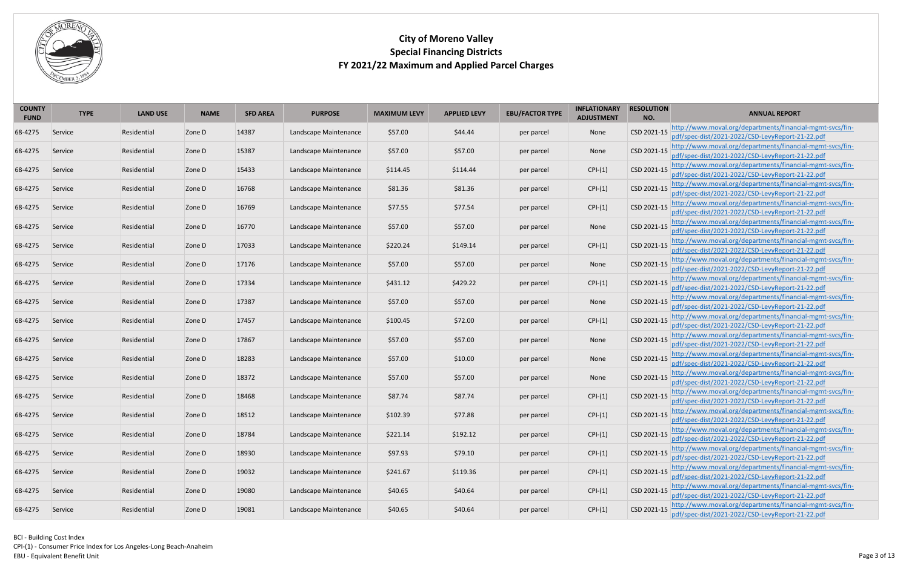# City of Moreno Valley
## Special Financing Districts
### FY 2021/22 Maximum and Applied Parcel Charges

| COUNTY FUND | TYPE | LAND USE | NAME | SFD AREA | PURPOSE | MAXIMUM LEVY | APPLIED LEVY | EBU/FACTOR TYPE | INFLATIONARY ADJUSTMENT | RESOLUTION NO. | ANNUAL REPORT |
|---|---|---|---|---|---|---|---|---|---|---|---|
| 68-4275 | Service | Residential | Zone D | 14387 | Landscape Maintenance | $57.00 | $44.44 | per parcel | None | CSD 2021-15 | http://www.moval.org/departments/financial-mgmt-svcs/fin-pdf/spec-dist/2021-2022/CSD-LevyReport-21-22.pdf |
| 68-4275 | Service | Residential | Zone D | 15387 | Landscape Maintenance | $57.00 | $57.00 | per parcel | None | CSD 2021-15 | http://www.moval.org/departments/financial-mgmt-svcs/fin-pdf/spec-dist/2021-2022/CSD-LevyReport-21-22.pdf |
| 68-4275 | Service | Residential | Zone D | 15433 | Landscape Maintenance | $114.45 | $114.44 | per parcel | CPI-(1) | CSD 2021-15 | http://www.moval.org/departments/financial-mgmt-svcs/fin-pdf/spec-dist/2021-2022/CSD-LevyReport-21-22.pdf |
| 68-4275 | Service | Residential | Zone D | 16768 | Landscape Maintenance | $81.36 | $81.36 | per parcel | CPI-(1) | CSD 2021-15 | http://www.moval.org/departments/financial-mgmt-svcs/fin-pdf/spec-dist/2021-2022/CSD-LevyReport-21-22.pdf |
| 68-4275 | Service | Residential | Zone D | 16769 | Landscape Maintenance | $77.55 | $77.54 | per parcel | CPI-(1) | CSD 2021-15 | http://www.moval.org/departments/financial-mgmt-svcs/fin-pdf/spec-dist/2021-2022/CSD-LevyReport-21-22.pdf |
| 68-4275 | Service | Residential | Zone D | 16770 | Landscape Maintenance | $57.00 | $57.00 | per parcel | None | CSD 2021-15 | http://www.moval.org/departments/financial-mgmt-svcs/fin-pdf/spec-dist/2021-2022/CSD-LevyReport-21-22.pdf |
| 68-4275 | Service | Residential | Zone D | 17033 | Landscape Maintenance | $220.24 | $149.14 | per parcel | CPI-(1) | CSD 2021-15 | http://www.moval.org/departments/financial-mgmt-svcs/fin-pdf/spec-dist/2021-2022/CSD-LevyReport-21-22.pdf |
| 68-4275 | Service | Residential | Zone D | 17176 | Landscape Maintenance | $57.00 | $57.00 | per parcel | None | CSD 2021-15 | http://www.moval.org/departments/financial-mgmt-svcs/fin-pdf/spec-dist/2021-2022/CSD-LevyReport-21-22.pdf |
| 68-4275 | Service | Residential | Zone D | 17334 | Landscape Maintenance | $431.12 | $429.22 | per parcel | CPI-(1) | CSD 2021-15 | http://www.moval.org/departments/financial-mgmt-svcs/fin-pdf/spec-dist/2021-2022/CSD-LevyReport-21-22.pdf |
| 68-4275 | Service | Residential | Zone D | 17387 | Landscape Maintenance | $57.00 | $57.00 | per parcel | None | CSD 2021-15 | http://www.moval.org/departments/financial-mgmt-svcs/fin-pdf/spec-dist/2021-2022/CSD-LevyReport-21-22.pdf |
| 68-4275 | Service | Residential | Zone D | 17457 | Landscape Maintenance | $100.45 | $72.00 | per parcel | CPI-(1) | CSD 2021-15 | http://www.moval.org/departments/financial-mgmt-svcs/fin-pdf/spec-dist/2021-2022/CSD-LevyReport-21-22.pdf |
| 68-4275 | Service | Residential | Zone D | 17867 | Landscape Maintenance | $57.00 | $57.00 | per parcel | None | CSD 2021-15 | http://www.moval.org/departments/financial-mgmt-svcs/fin-pdf/spec-dist/2021-2022/CSD-LevyReport-21-22.pdf |
| 68-4275 | Service | Residential | Zone D | 18283 | Landscape Maintenance | $57.00 | $10.00 | per parcel | None | CSD 2021-15 | http://www.moval.org/departments/financial-mgmt-svcs/fin-pdf/spec-dist/2021-2022/CSD-LevyReport-21-22.pdf |
| 68-4275 | Service | Residential | Zone D | 18372 | Landscape Maintenance | $57.00 | $57.00 | per parcel | None | CSD 2021-15 | http://www.moval.org/departments/financial-mgmt-svcs/fin-pdf/spec-dist/2021-2022/CSD-LevyReport-21-22.pdf |
| 68-4275 | Service | Residential | Zone D | 18468 | Landscape Maintenance | $87.74 | $87.74 | per parcel | CPI-(1) | CSD 2021-15 | http://www.moval.org/departments/financial-mgmt-svcs/fin-pdf/spec-dist/2021-2022/CSD-LevyReport-21-22.pdf |
| 68-4275 | Service | Residential | Zone D | 18512 | Landscape Maintenance | $102.39 | $77.88 | per parcel | CPI-(1) | CSD 2021-15 | http://www.moval.org/departments/financial-mgmt-svcs/fin-pdf/spec-dist/2021-2022/CSD-LevyReport-21-22.pdf |
| 68-4275 | Service | Residential | Zone D | 18784 | Landscape Maintenance | $221.14 | $192.12 | per parcel | CPI-(1) | CSD 2021-15 | http://www.moval.org/departments/financial-mgmt-svcs/fin-pdf/spec-dist/2021-2022/CSD-LevyReport-21-22.pdf |
| 68-4275 | Service | Residential | Zone D | 18930 | Landscape Maintenance | $97.93 | $79.10 | per parcel | CPI-(1) | CSD 2021-15 | http://www.moval.org/departments/financial-mgmt-svcs/fin-pdf/spec-dist/2021-2022/CSD-LevyReport-21-22.pdf |
| 68-4275 | Service | Residential | Zone D | 19032 | Landscape Maintenance | $241.67 | $119.36 | per parcel | CPI-(1) | CSD 2021-15 | http://www.moval.org/departments/financial-mgmt-svcs/fin-pdf/spec-dist/2021-2022/CSD-LevyReport-21-22.pdf |
| 68-4275 | Service | Residential | Zone D | 19080 | Landscape Maintenance | $40.65 | $40.64 | per parcel | CPI-(1) | CSD 2021-15 | http://www.moval.org/departments/financial-mgmt-svcs/fin-pdf/spec-dist/2021-2022/CSD-LevyReport-21-22.pdf |
| 68-4275 | Service | Residential | Zone D | 19081 | Landscape Maintenance | $40.65 | $40.64 | per parcel | CPI-(1) | CSD 2021-15 | http://www.moval.org/departments/financial-mgmt-svcs/fin-pdf/spec-dist/2021-2022/CSD-LevyReport-21-22.pdf |

BCI - Building Cost Index
CPI-(1) - Consumer Price Index for Los Angeles-Long Beach-Anaheim
EBU - Equivalent Benefit Unit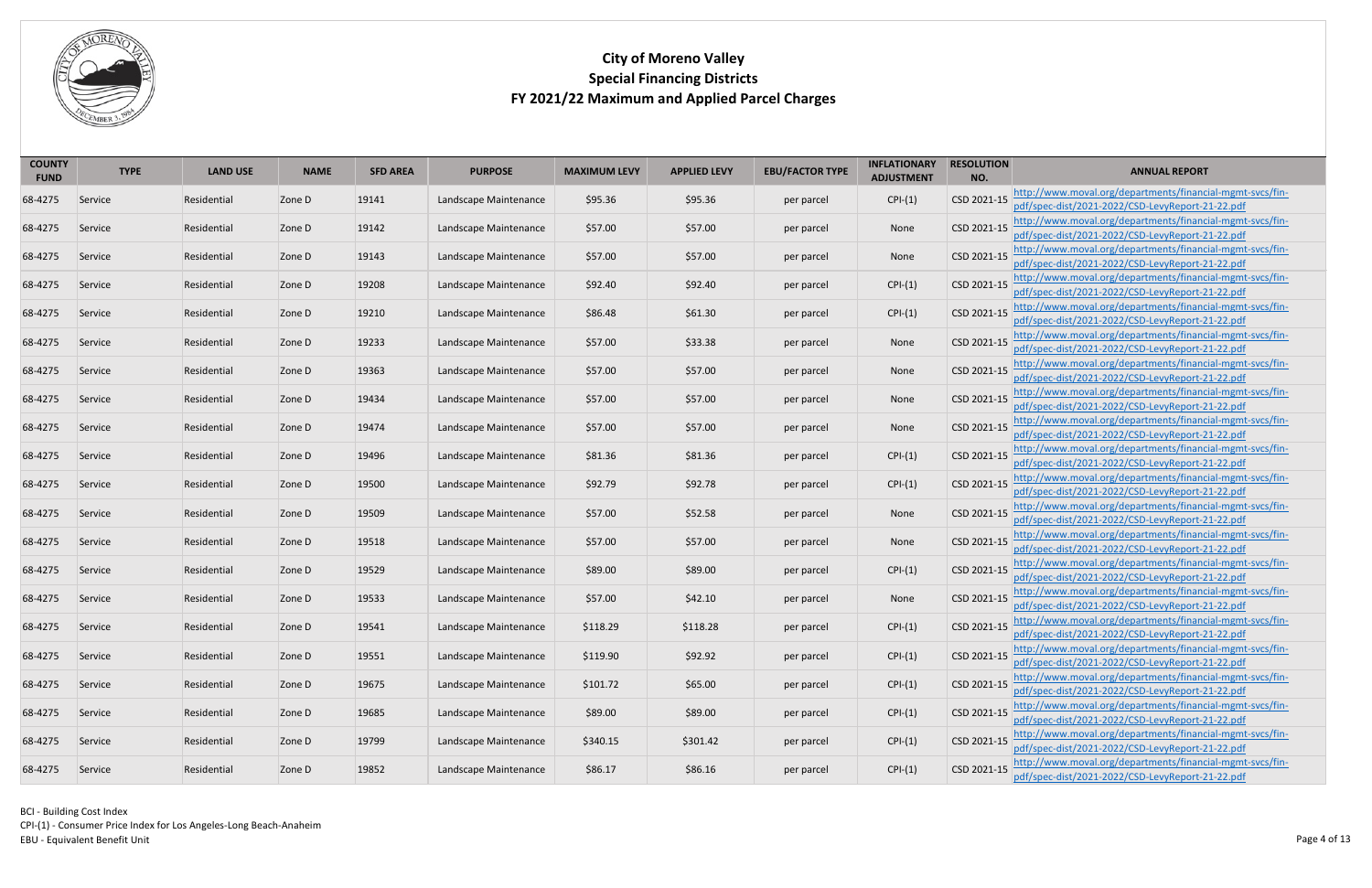# City of Moreno Valley
## Special Financing Districts
### FY 2021/22 Maximum and Applied Parcel Charges

| COUNTY FUND | TYPE | LAND USE | NAME | SFD AREA | PURPOSE | MAXIMUM LEVY | APPLIED LEVY | EBU/FACTOR TYPE | INFLATIONARY ADJUSTMENT | RESOLUTION NO. | ANNUAL REPORT |
|---|---|---|---|---|---|---|---|---|---|---|---|
| 68-4275 | Service | Residential | Zone D | 19141 | Landscape Maintenance | $95.36 | $95.36 | per parcel | CPI-(1) | CSD 2021-15 | http://www.moval.org/departments/financial-mgmt-svcs/fin-pdf/spec-dist/2021-2022/CSD-LevyReport-21-22.pdf |
| 68-4275 | Service | Residential | Zone D | 19142 | Landscape Maintenance | $57.00 | $57.00 | per parcel | None | CSD 2021-15 | http://www.moval.org/departments/financial-mgmt-svcs/fin-pdf/spec-dist/2021-2022/CSD-LevyReport-21-22.pdf |
| 68-4275 | Service | Residential | Zone D | 19143 | Landscape Maintenance | $57.00 | $57.00 | per parcel | None | CSD 2021-15 | http://www.moval.org/departments/financial-mgmt-svcs/fin-pdf/spec-dist/2021-2022/CSD-LevyReport-21-22.pdf |
| 68-4275 | Service | Residential | Zone D | 19208 | Landscape Maintenance | $92.40 | $92.40 | per parcel | CPI-(1) | CSD 2021-15 | http://www.moval.org/departments/financial-mgmt-svcs/fin-pdf/spec-dist/2021-2022/CSD-LevyReport-21-22.pdf |
| 68-4275 | Service | Residential | Zone D | 19210 | Landscape Maintenance | $86.48 | $61.30 | per parcel | CPI-(1) | CSD 2021-15 | http://www.moval.org/departments/financial-mgmt-svcs/fin-pdf/spec-dist/2021-2022/CSD-LevyReport-21-22.pdf |
| 68-4275 | Service | Residential | Zone D | 19233 | Landscape Maintenance | $57.00 | $33.38 | per parcel | None | CSD 2021-15 | http://www.moval.org/departments/financial-mgmt-svcs/fin-pdf/spec-dist/2021-2022/CSD-LevyReport-21-22.pdf |
| 68-4275 | Service | Residential | Zone D | 19363 | Landscape Maintenance | $57.00 | $57.00 | per parcel | None | CSD 2021-15 | http://www.moval.org/departments/financial-mgmt-svcs/fin-pdf/spec-dist/2021-2022/CSD-LevyReport-21-22.pdf |
| 68-4275 | Service | Residential | Zone D | 19434 | Landscape Maintenance | $57.00 | $57.00 | per parcel | None | CSD 2021-15 | http://www.moval.org/departments/financial-mgmt-svcs/fin-pdf/spec-dist/2021-2022/CSD-LevyReport-21-22.pdf |
| 68-4275 | Service | Residential | Zone D | 19474 | Landscape Maintenance | $57.00 | $57.00 | per parcel | None | CSD 2021-15 | http://www.moval.org/departments/financial-mgmt-svcs/fin-pdf/spec-dist/2021-2022/CSD-LevyReport-21-22.pdf |
| 68-4275 | Service | Residential | Zone D | 19496 | Landscape Maintenance | $81.36 | $81.36 | per parcel | CPI-(1) | CSD 2021-15 | http://www.moval.org/departments/financial-mgmt-svcs/fin-pdf/spec-dist/2021-2022/CSD-LevyReport-21-22.pdf |
| 68-4275 | Service | Residential | Zone D | 19500 | Landscape Maintenance | $92.79 | $92.78 | per parcel | CPI-(1) | CSD 2021-15 | http://www.moval.org/departments/financial-mgmt-svcs/fin-pdf/spec-dist/2021-2022/CSD-LevyReport-21-22.pdf |
| 68-4275 | Service | Residential | Zone D | 19509 | Landscape Maintenance | $57.00 | $52.58 | per parcel | None | CSD 2021-15 | http://www.moval.org/departments/financial-mgmt-svcs/fin-pdf/spec-dist/2021-2022/CSD-LevyReport-21-22.pdf |
| 68-4275 | Service | Residential | Zone D | 19518 | Landscape Maintenance | $57.00 | $57.00 | per parcel | None | CSD 2021-15 | http://www.moval.org/departments/financial-mgmt-svcs/fin-pdf/spec-dist/2021-2022/CSD-LevyReport-21-22.pdf |
| 68-4275 | Service | Residential | Zone D | 19529 | Landscape Maintenance | $89.00 | $89.00 | per parcel | CPI-(1) | CSD 2021-15 | http://www.moval.org/departments/financial-mgmt-svcs/fin-pdf/spec-dist/2021-2022/CSD-LevyReport-21-22.pdf |
| 68-4275 | Service | Residential | Zone D | 19533 | Landscape Maintenance | $57.00 | $42.10 | per parcel | None | CSD 2021-15 | http://www.moval.org/departments/financial-mgmt-svcs/fin-pdf/spec-dist/2021-2022/CSD-LevyReport-21-22.pdf |
| 68-4275 | Service | Residential | Zone D | 19541 | Landscape Maintenance | $118.29 | $118.28 | per parcel | CPI-(1) | CSD 2021-15 | http://www.moval.org/departments/financial-mgmt-svcs/fin-pdf/spec-dist/2021-2022/CSD-LevyReport-21-22.pdf |
| 68-4275 | Service | Residential | Zone D | 19551 | Landscape Maintenance | $119.90 | $92.92 | per parcel | CPI-(1) | CSD 2021-15 | http://www.moval.org/departments/financial-mgmt-svcs/fin-pdf/spec-dist/2021-2022/CSD-LevyReport-21-22.pdf |
| 68-4275 | Service | Residential | Zone D | 19675 | Landscape Maintenance | $101.72 | $65.00 | per parcel | CPI-(1) | CSD 2021-15 | http://www.moval.org/departments/financial-mgmt-svcs/fin-pdf/spec-dist/2021-2022/CSD-LevyReport-21-22.pdf |
| 68-4275 | Service | Residential | Zone D | 19685 | Landscape Maintenance | $89.00 | $89.00 | per parcel | CPI-(1) | CSD 2021-15 | http://www.moval.org/departments/financial-mgmt-svcs/fin-pdf/spec-dist/2021-2022/CSD-LevyReport-21-22.pdf |
| 68-4275 | Service | Residential | Zone D | 19799 | Landscape Maintenance | $340.15 | $301.42 | per parcel | CPI-(1) | CSD 2021-15 | http://www.moval.org/departments/financial-mgmt-svcs/fin-pdf/spec-dist/2021-2022/CSD-LevyReport-21-22.pdf |
| 68-4275 | Service | Residential | Zone D | 19852 | Landscape Maintenance | $86.17 | $86.16 | per parcel | CPI-(1) | CSD 2021-15 | http://www.moval.org/departments/financial-mgmt-svcs/fin-pdf/spec-dist/2021-2022/CSD-LevyReport-21-22.pdf |

BCI - Building Cost Index
CPI-(1) - Consumer Price Index for Los Angeles-Long Beach-Anaheim
EBU - Equivalent Benefit Unit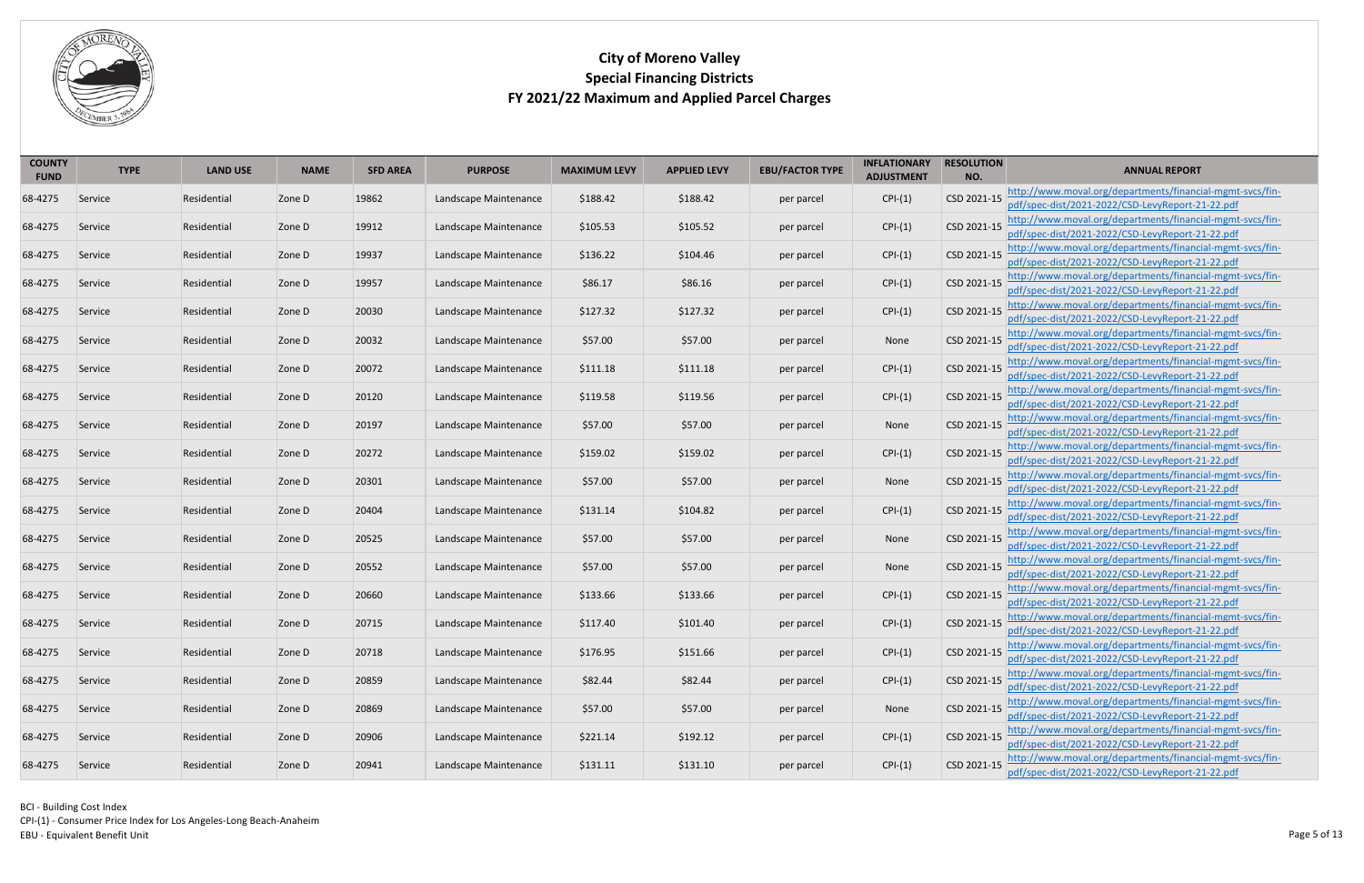# City of Moreno Valley
## Special Financing Districts
## FY 2021/22 Maximum and Applied Parcel Charges

| COUNTY FUND | TYPE | LAND USE | NAME | SFD AREA | PURPOSE | MAXIMUM LEVY | APPLIED LEVY | EBU/FACTOR TYPE | INFLATIONARY ADJUSTMENT | RESOLUTION NO. | ANNUAL REPORT |
|---|---|---|---|---|---|---|---|---|---|---|---|
| 68-4275 | Service | Residential | Zone D | 19862 | Landscape Maintenance | $188.42 | $188.42 | per parcel | CPI-(1) | CSD 2021-15 | http://www.moval.org/departments/financial-mgmt-svcs/fin-pdf/spec-dist/2021-2022/CSD-LevyReport-21-22.pdf |
| 68-4275 | Service | Residential | Zone D | 19912 | Landscape Maintenance | $105.53 | $105.52 | per parcel | CPI-(1) | CSD 2021-15 | http://www.moval.org/departments/financial-mgmt-svcs/fin-pdf/spec-dist/2021-2022/CSD-LevyReport-21-22.pdf |
| 68-4275 | Service | Residential | Zone D | 19937 | Landscape Maintenance | $136.22 | $104.46 | per parcel | CPI-(1) | CSD 2021-15 | http://www.moval.org/departments/financial-mgmt-svcs/fin-pdf/spec-dist/2021-2022/CSD-LevyReport-21-22.pdf |
| 68-4275 | Service | Residential | Zone D | 19957 | Landscape Maintenance | $86.17 | $86.16 | per parcel | CPI-(1) | CSD 2021-15 | http://www.moval.org/departments/financial-mgmt-svcs/fin-pdf/spec-dist/2021-2022/CSD-LevyReport-21-22.pdf |
| 68-4275 | Service | Residential | Zone D | 20030 | Landscape Maintenance | $127.32 | $127.32 | per parcel | CPI-(1) | CSD 2021-15 | http://www.moval.org/departments/financial-mgmt-svcs/fin-pdf/spec-dist/2021-2022/CSD-LevyReport-21-22.pdf |
| 68-4275 | Service | Residential | Zone D | 20032 | Landscape Maintenance | $57.00 | $57.00 | per parcel | None | CSD 2021-15 | http://www.moval.org/departments/financial-mgmt-svcs/fin-pdf/spec-dist/2021-2022/CSD-LevyReport-21-22.pdf |
| 68-4275 | Service | Residential | Zone D | 20072 | Landscape Maintenance | $111.18 | $111.18 | per parcel | CPI-(1) | CSD 2021-15 | http://www.moval.org/departments/financial-mgmt-svcs/fin-pdf/spec-dist/2021-2022/CSD-LevyReport-21-22.pdf |
| 68-4275 | Service | Residential | Zone D | 20120 | Landscape Maintenance | $119.58 | $119.56 | per parcel | CPI-(1) | CSD 2021-15 | http://www.moval.org/departments/financial-mgmt-svcs/fin-pdf/spec-dist/2021-2022/CSD-LevyReport-21-22.pdf |
| 68-4275 | Service | Residential | Zone D | 20197 | Landscape Maintenance | $57.00 | $57.00 | per parcel | None | CSD 2021-15 | http://www.moval.org/departments/financial-mgmt-svcs/fin-pdf/spec-dist/2021-2022/CSD-LevyReport-21-22.pdf |
| 68-4275 | Service | Residential | Zone D | 20272 | Landscape Maintenance | $159.02 | $159.02 | per parcel | CPI-(1) | CSD 2021-15 | http://www.moval.org/departments/financial-mgmt-svcs/fin-pdf/spec-dist/2021-2022/CSD-LevyReport-21-22.pdf |
| 68-4275 | Service | Residential | Zone D | 20301 | Landscape Maintenance | $57.00 | $57.00 | per parcel | None | CSD 2021-15 | http://www.moval.org/departments/financial-mgmt-svcs/fin-pdf/spec-dist/2021-2022/CSD-LevyReport-21-22.pdf |
| 68-4275 | Service | Residential | Zone D | 20404 | Landscape Maintenance | $131.14 | $104.82 | per parcel | CPI-(1) | CSD 2021-15 | http://www.moval.org/departments/financial-mgmt-svcs/fin-pdf/spec-dist/2021-2022/CSD-LevyReport-21-22.pdf |
| 68-4275 | Service | Residential | Zone D | 20525 | Landscape Maintenance | $57.00 | $57.00 | per parcel | None | CSD 2021-15 | http://www.moval.org/departments/financial-mgmt-svcs/fin-pdf/spec-dist/2021-2022/CSD-LevyReport-21-22.pdf |
| 68-4275 | Service | Residential | Zone D | 20552 | Landscape Maintenance | $57.00 | $57.00 | per parcel | None | CSD 2021-15 | http://www.moval.org/departments/financial-mgmt-svcs/fin-pdf/spec-dist/2021-2022/CSD-LevyReport-21-22.pdf |
| 68-4275 | Service | Residential | Zone D | 20660 | Landscape Maintenance | $133.66 | $133.66 | per parcel | CPI-(1) | CSD 2021-15 | http://www.moval.org/departments/financial-mgmt-svcs/fin-pdf/spec-dist/2021-2022/CSD-LevyReport-21-22.pdf |
| 68-4275 | Service | Residential | Zone D | 20715 | Landscape Maintenance | $117.40 | $101.40 | per parcel | CPI-(1) | CSD 2021-15 | http://www.moval.org/departments/financial-mgmt-svcs/fin-pdf/spec-dist/2021-2022/CSD-LevyReport-21-22.pdf |
| 68-4275 | Service | Residential | Zone D | 20718 | Landscape Maintenance | $176.95 | $151.66 | per parcel | CPI-(1) | CSD 2021-15 | http://www.moval.org/departments/financial-mgmt-svcs/fin-pdf/spec-dist/2021-2022/CSD-LevyReport-21-22.pdf |
| 68-4275 | Service | Residential | Zone D | 20859 | Landscape Maintenance | $82.44 | $82.44 | per parcel | CPI-(1) | CSD 2021-15 | http://www.moval.org/departments/financial-mgmt-svcs/fin-pdf/spec-dist/2021-2022/CSD-LevyReport-21-22.pdf |
| 68-4275 | Service | Residential | Zone D | 20869 | Landscape Maintenance | $57.00 | $57.00 | per parcel | None | CSD 2021-15 | http://www.moval.org/departments/financial-mgmt-svcs/fin-pdf/spec-dist/2021-2022/CSD-LevyReport-21-22.pdf |
| 68-4275 | Service | Residential | Zone D | 20906 | Landscape Maintenance | $221.14 | $192.12 | per parcel | CPI-(1) | CSD 2021-15 | http://www.moval.org/departments/financial-mgmt-svcs/fin-pdf/spec-dist/2021-2022/CSD-LevyReport-21-22.pdf |
| 68-4275 | Service | Residential | Zone D | 20941 | Landscape Maintenance | $131.11 | $131.10 | per parcel | CPI-(1) | CSD 2021-15 | http://www.moval.org/departments/financial-mgmt-svcs/fin-pdf/spec-dist/2021-2022/CSD-LevyReport-21-22.pdf |

BCI - Building Cost Index
CPI-(1) - Consumer Price Index for Los Angeles-Long Beach-Anaheim
EBU - Equivalent Benefit Unit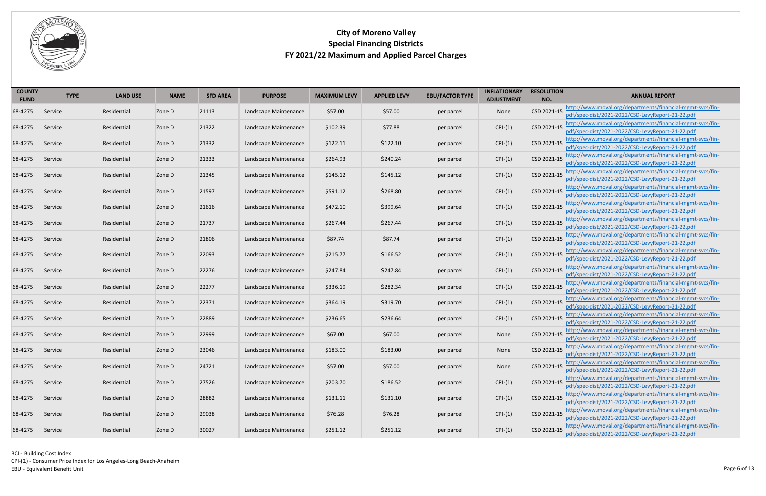# City of Moreno Valley
## Special Financing Districts
## FY 2021/22 Maximum and Applied Parcel Charges

| COUNTY FUND | TYPE | LAND USE | NAME | SFD AREA | PURPOSE | MAXIMUM LEVY | APPLIED LEVY | EBU/FACTOR TYPE | INFLATIONARY ADJUSTMENT | RESOLUTION NO. | ANNUAL REPORT |
|---|---|---|---|---|---|---|---|---|---|---|---|
| 68-4275 | Service | Residential | Zone D | 21113 | Landscape Maintenance | $57.00 | $57.00 | per parcel | None | CSD 2021-15 | http://www.moval.org/departments/financial-mgmt-svcs/fin-pdf/spec-dist/2021-2022/CSD-LevyReport-21-22.pdf |
| 68-4275 | Service | Residential | Zone D | 21322 | Landscape Maintenance | $102.39 | $77.88 | per parcel | CPI-(1) | CSD 2021-15 | http://www.moval.org/departments/financial-mgmt-svcs/fin-pdf/spec-dist/2021-2022/CSD-LevyReport-21-22.pdf |
| 68-4275 | Service | Residential | Zone D | 21332 | Landscape Maintenance | $122.11 | $122.10 | per parcel | CPI-(1) | CSD 2021-15 | http://www.moval.org/departments/financial-mgmt-svcs/fin-pdf/spec-dist/2021-2022/CSD-LevyReport-21-22.pdf |
| 68-4275 | Service | Residential | Zone D | 21333 | Landscape Maintenance | $264.93 | $240.24 | per parcel | CPI-(1) | CSD 2021-15 | http://www.moval.org/departments/financial-mgmt-svcs/fin-pdf/spec-dist/2021-2022/CSD-LevyReport-21-22.pdf |
| 68-4275 | Service | Residential | Zone D | 21345 | Landscape Maintenance | $145.12 | $145.12 | per parcel | CPI-(1) | CSD 2021-15 | http://www.moval.org/departments/financial-mgmt-svcs/fin-pdf/spec-dist/2021-2022/CSD-LevyReport-21-22.pdf |
| 68-4275 | Service | Residential | Zone D | 21597 | Landscape Maintenance | $591.12 | $268.80 | per parcel | CPI-(1) | CSD 2021-15 | http://www.moval.org/departments/financial-mgmt-svcs/fin-pdf/spec-dist/2021-2022/CSD-LevyReport-21-22.pdf |
| 68-4275 | Service | Residential | Zone D | 21616 | Landscape Maintenance | $472.10 | $399.64 | per parcel | CPI-(1) | CSD 2021-15 | http://www.moval.org/departments/financial-mgmt-svcs/fin-pdf/spec-dist/2021-2022/CSD-LevyReport-21-22.pdf |
| 68-4275 | Service | Residential | Zone D | 21737 | Landscape Maintenance | $267.44 | $267.44 | per parcel | CPI-(1) | CSD 2021-15 | http://www.moval.org/departments/financial-mgmt-svcs/fin-pdf/spec-dist/2021-2022/CSD-LevyReport-21-22.pdf |
| 68-4275 | Service | Residential | Zone D | 21806 | Landscape Maintenance | $87.74 | $87.74 | per parcel | CPI-(1) | CSD 2021-15 | http://www.moval.org/departments/financial-mgmt-svcs/fin-pdf/spec-dist/2021-2022/CSD-LevyReport-21-22.pdf |
| 68-4275 | Service | Residential | Zone D | 22093 | Landscape Maintenance | $215.77 | $166.52 | per parcel | CPI-(1) | CSD 2021-15 | http://www.moval.org/departments/financial-mgmt-svcs/fin-pdf/spec-dist/2021-2022/CSD-LevyReport-21-22.pdf |
| 68-4275 | Service | Residential | Zone D | 22276 | Landscape Maintenance | $247.84 | $247.84 | per parcel | CPI-(1) | CSD 2021-15 | http://www.moval.org/departments/financial-mgmt-svcs/fin-pdf/spec-dist/2021-2022/CSD-LevyReport-21-22.pdf |
| 68-4275 | Service | Residential | Zone D | 22277 | Landscape Maintenance | $336.19 | $282.34 | per parcel | CPI-(1) | CSD 2021-15 | http://www.moval.org/departments/financial-mgmt-svcs/fin-pdf/spec-dist/2021-2022/CSD-LevyReport-21-22.pdf |
| 68-4275 | Service | Residential | Zone D | 22371 | Landscape Maintenance | $364.19 | $319.70 | per parcel | CPI-(1) | CSD 2021-15 | http://www.moval.org/departments/financial-mgmt-svcs/fin-pdf/spec-dist/2021-2022/CSD-LevyReport-21-22.pdf |
| 68-4275 | Service | Residential | Zone D | 22889 | Landscape Maintenance | $236.65 | $236.64 | per parcel | CPI-(1) | CSD 2021-15 | http://www.moval.org/departments/financial-mgmt-svcs/fin-pdf/spec-dist/2021-2022/CSD-LevyReport-21-22.pdf |
| 68-4275 | Service | Residential | Zone D | 22999 | Landscape Maintenance | $67.00 | $67.00 | per parcel | None | CSD 2021-15 | http://www.moval.org/departments/financial-mgmt-svcs/fin-pdf/spec-dist/2021-2022/CSD-LevyReport-21-22.pdf |
| 68-4275 | Service | Residential | Zone D | 23046 | Landscape Maintenance | $183.00 | $183.00 | per parcel | None | CSD 2021-15 | http://www.moval.org/departments/financial-mgmt-svcs/fin-pdf/spec-dist/2021-2022/CSD-LevyReport-21-22.pdf |
| 68-4275 | Service | Residential | Zone D | 24721 | Landscape Maintenance | $57.00 | $57.00 | per parcel | None | CSD 2021-15 | http://www.moval.org/departments/financial-mgmt-svcs/fin-pdf/spec-dist/2021-2022/CSD-LevyReport-21-22.pdf |
| 68-4275 | Service | Residential | Zone D | 27526 | Landscape Maintenance | $203.70 | $186.52 | per parcel | CPI-(1) | CSD 2021-15 | http://www.moval.org/departments/financial-mgmt-svcs/fin-pdf/spec-dist/2021-2022/CSD-LevyReport-21-22.pdf |
| 68-4275 | Service | Residential | Zone D | 28882 | Landscape Maintenance | $131.11 | $131.10 | per parcel | CPI-(1) | CSD 2021-15 | http://www.moval.org/departments/financial-mgmt-svcs/fin-pdf/spec-dist/2021-2022/CSD-LevyReport-21-22.pdf |
| 68-4275 | Service | Residential | Zone D | 29038 | Landscape Maintenance | $76.28 | $76.28 | per parcel | CPI-(1) | CSD 2021-15 | http://www.moval.org/departments/financial-mgmt-svcs/fin-pdf/spec-dist/2021-2022/CSD-LevyReport-21-22.pdf |
| 68-4275 | Service | Residential | Zone D | 30027 | Landscape Maintenance | $251.12 | $251.12 | per parcel | CPI-(1) | CSD 2021-15 | http://www.moval.org/departments/financial-mgmt-svcs/fin-pdf/spec-dist/2021-2022/CSD-LevyReport-21-22.pdf |

BCI - Building Cost Index
CPI-(1) - Consumer Price Index for Los Angeles-Long Beach-Anaheim
EBU - Equivalent Benefit Unit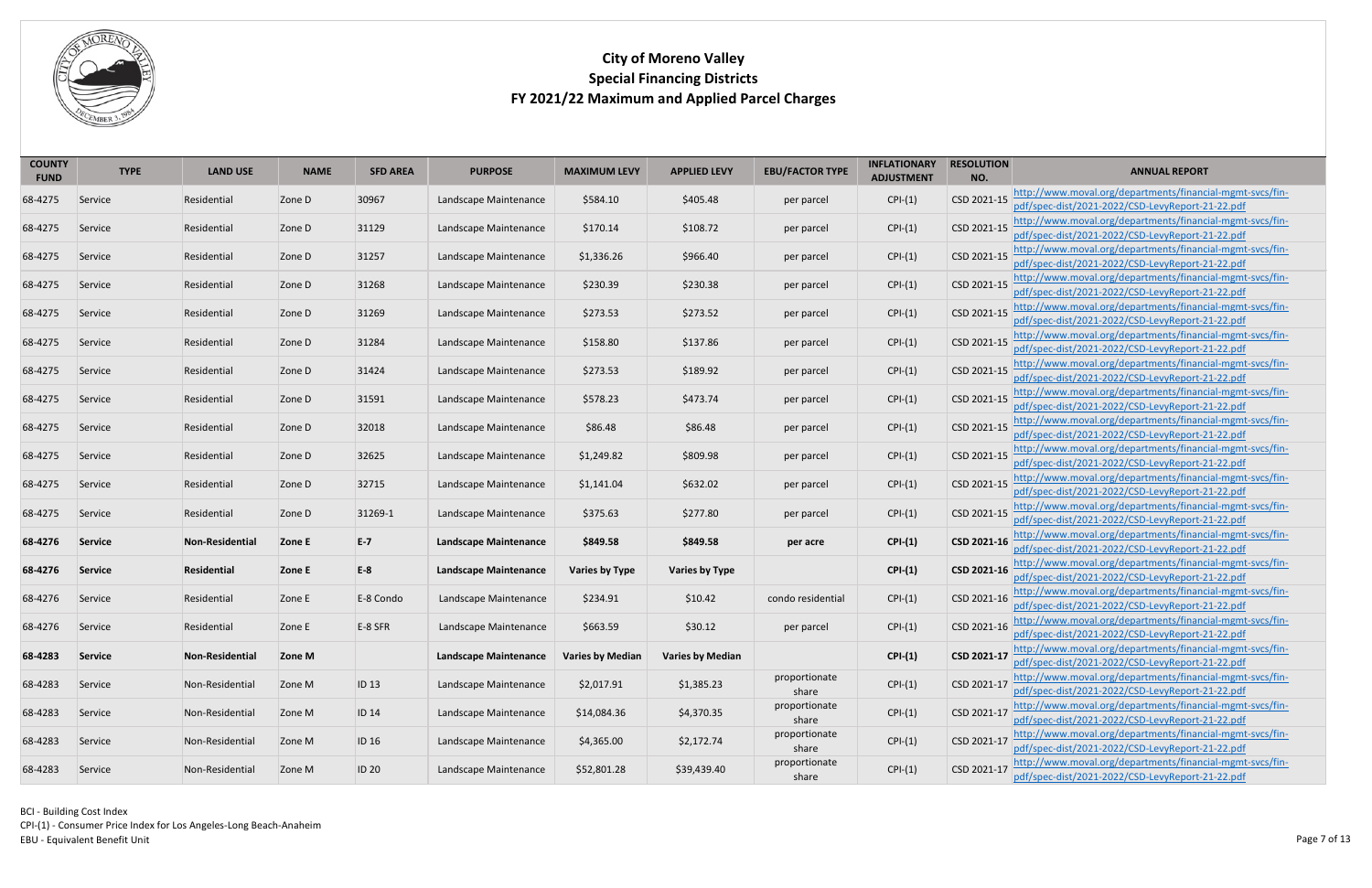# City of Moreno Valley
## Special Financing Districts
## FY 2021/22 Maximum and Applied Parcel Charges

| COUNTY FUND | TYPE | LAND USE | NAME | SFD AREA | PURPOSE | MAXIMUM LEVY | APPLIED LEVY | EBU/FACTOR TYPE | INFLATIONARY ADJUSTMENT | RESOLUTION NO. | ANNUAL REPORT |
|---|---|---|---|---|---|---|---|---|---|---|---|
| 68-4275 | Service | Residential | Zone D | 30967 | Landscape Maintenance | $584.10 | $405.48 | per parcel | CPI-(1) | CSD 2021-15 | http://www.moval.org/departments/financial-mgmt-svcs/fin-pdf/spec-dist/2021-2022/CSD-LevyReport-21-22.pdf |
| 68-4275 | Service | Residential | Zone D | 31129 | Landscape Maintenance | $170.14 | $108.72 | per parcel | CPI-(1) | CSD 2021-15 | http://www.moval.org/departments/financial-mgmt-svcs/fin-pdf/spec-dist/2021-2022/CSD-LevyReport-21-22.pdf |
| 68-4275 | Service | Residential | Zone D | 31257 | Landscape Maintenance | $1,336.26 | $966.40 | per parcel | CPI-(1) | CSD 2021-15 | http://www.moval.org/departments/financial-mgmt-svcs/fin-pdf/spec-dist/2021-2022/CSD-LevyReport-21-22.pdf |
| 68-4275 | Service | Residential | Zone D | 31268 | Landscape Maintenance | $230.39 | $230.38 | per parcel | CPI-(1) | CSD 2021-15 | http://www.moval.org/departments/financial-mgmt-svcs/fin-pdf/spec-dist/2021-2022/CSD-LevyReport-21-22.pdf |
| 68-4275 | Service | Residential | Zone D | 31269 | Landscape Maintenance | $273.53 | $273.52 | per parcel | CPI-(1) | CSD 2021-15 | http://www.moval.org/departments/financial-mgmt-svcs/fin-pdf/spec-dist/2021-2022/CSD-LevyReport-21-22.pdf |
| 68-4275 | Service | Residential | Zone D | 31284 | Landscape Maintenance | $158.80 | $137.86 | per parcel | CPI-(1) | CSD 2021-15 | http://www.moval.org/departments/financial-mgmt-svcs/fin-pdf/spec-dist/2021-2022/CSD-LevyReport-21-22.pdf |
| 68-4275 | Service | Residential | Zone D | 31424 | Landscape Maintenance | $273.53 | $189.92 | per parcel | CPI-(1) | CSD 2021-15 | http://www.moval.org/departments/financial-mgmt-svcs/fin-pdf/spec-dist/2021-2022/CSD-LevyReport-21-22.pdf |
| 68-4275 | Service | Residential | Zone D | 31591 | Landscape Maintenance | $578.23 | $473.74 | per parcel | CPI-(1) | CSD 2021-15 | http://www.moval.org/departments/financial-mgmt-svcs/fin-pdf/spec-dist/2021-2022/CSD-LevyReport-21-22.pdf |
| 68-4275 | Service | Residential | Zone D | 32018 | Landscape Maintenance | $86.48 | $86.48 | per parcel | CPI-(1) | CSD 2021-15 | http://www.moval.org/departments/financial-mgmt-svcs/fin-pdf/spec-dist/2021-2022/CSD-LevyReport-21-22.pdf |
| 68-4275 | Service | Residential | Zone D | 32625 | Landscape Maintenance | $1,249.82 | $809.98 | per parcel | CPI-(1) | CSD 2021-15 | http://www.moval.org/departments/financial-mgmt-svcs/fin-pdf/spec-dist/2021-2022/CSD-LevyReport-21-22.pdf |
| 68-4275 | Service | Residential | Zone D | 32715 | Landscape Maintenance | $1,141.04 | $632.02 | per parcel | CPI-(1) | CSD 2021-15 | http://www.moval.org/departments/financial-mgmt-svcs/fin-pdf/spec-dist/2021-2022/CSD-LevyReport-21-22.pdf |
| 68-4275 | Service | Residential | Zone D | 31269-1 | Landscape Maintenance | $375.63 | $277.80 | per parcel | CPI-(1) | CSD 2021-15 | http://www.moval.org/departments/financial-mgmt-svcs/fin-pdf/spec-dist/2021-2022/CSD-LevyReport-21-22.pdf |
| **68-4276** | **Service** | **Non-Residential** | **Zone E** | **E-7** | **Landscape Maintenance** | **$849.58** | **$849.58** | **per acre** | **CPI-(1)** | **CSD 2021-16** | http://www.moval.org/departments/financial-mgmt-svcs/fin-pdf/spec-dist/2021-2022/CSD-LevyReport-21-22.pdf |
| **68-4276** | **Service** | **Residential** | **Zone E** | **E-8** | **Landscape Maintenance** | **Varies by Type** | **Varies by Type** | | **CPI-(1)** | **CSD 2021-16** | http://www.moval.org/departments/financial-mgmt-svcs/fin-pdf/spec-dist/2021-2022/CSD-LevyReport-21-22.pdf |
| 68-4276 | Service | Residential | Zone E | E-8 Condo | Landscape Maintenance | $234.91 | $10.42 | condo residential | CPI-(1) | CSD 2021-16 | http://www.moval.org/departments/financial-mgmt-svcs/fin-pdf/spec-dist/2021-2022/CSD-LevyReport-21-22.pdf |
| 68-4276 | Service | Residential | Zone E | E-8 SFR | Landscape Maintenance | $663.59 | $30.12 | per parcel | CPI-(1) | CSD 2021-16 | http://www.moval.org/departments/financial-mgmt-svcs/fin-pdf/spec-dist/2021-2022/CSD-LevyReport-21-22.pdf |
| **68-4283** | **Service** | **Non-Residential** | **Zone M** | | **Landscape Maintenance** | **Varies by Median** | **Varies by Median** | | **CPI-(1)** | **CSD 2021-17** | http://www.moval.org/departments/financial-mgmt-svcs/fin-pdf/spec-dist/2021-2022/CSD-LevyReport-21-22.pdf |
| 68-4283 | Service | Non-Residential | Zone M | ID 13 | Landscape Maintenance | $2,017.91 | $1,385.23 | proportionate share | CPI-(1) | CSD 2021-17 | http://www.moval.org/departments/financial-mgmt-svcs/fin-pdf/spec-dist/2021-2022/CSD-LevyReport-21-22.pdf |
| 68-4283 | Service | Non-Residential | Zone M | ID 14 | Landscape Maintenance | $14,084.36 | $4,370.35 | proportionate share | CPI-(1) | CSD 2021-17 | http://www.moval.org/departments/financial-mgmt-svcs/fin-pdf/spec-dist/2021-2022/CSD-LevyReport-21-22.pdf |
| 68-4283 | Service | Non-Residential | Zone M | ID 16 | Landscape Maintenance | $4,365.00 | $2,172.74 | proportionate share | CPI-(1) | CSD 2021-17 | http://www.moval.org/departments/financial-mgmt-svcs/fin-pdf/spec-dist/2021-2022/CSD-LevyReport-21-22.pdf |
| 68-4283 | Service | Non-Residential | Zone M | ID 20 | Landscape Maintenance | $52,801.28 | $39,439.40 | proportionate share | CPI-(1) | CSD 2021-17 | http://www.moval.org/departments/financial-mgmt-svcs/fin-pdf/spec-dist/2021-2022/CSD-LevyReport-21-22.pdf |

BCI - Building Cost Index
CPI-(1) - Consumer Price Index for Los Angeles-Long Beach-Anaheim
EBU - Equivalent Benefit Unit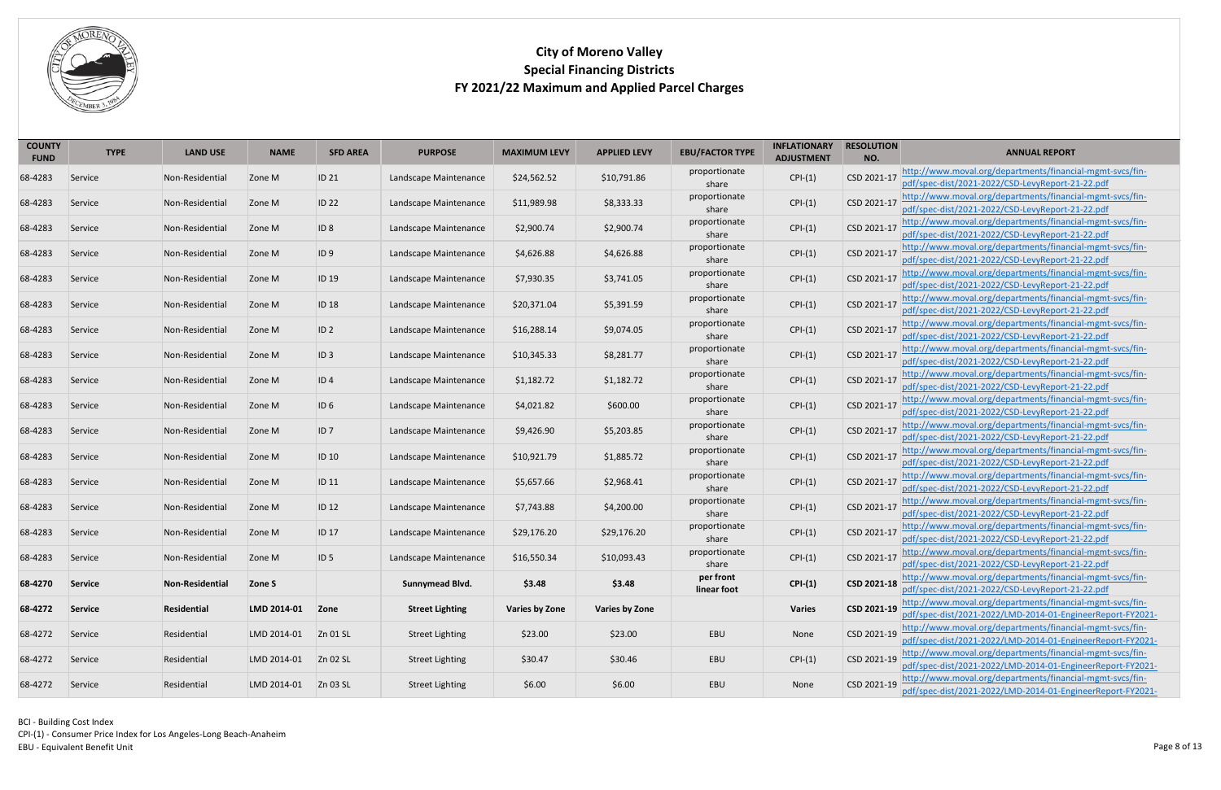# City of Moreno Valley
## Special Financing Districts
### FY 2021/22 Maximum and Applied Parcel Charges

| COUNTY FUND | TYPE | LAND USE | NAME | SFD AREA | PURPOSE | MAXIMUM LEVY | APPLIED LEVY | EBU/FACTOR TYPE | INFLATIONARY ADJUSTMENT | RESOLUTION NO. | ANNUAL REPORT |
|---|---|---|---|---|---|---|---|---|---|---|---|
| 68-4283 | Service | Non-Residential | Zone M | ID 21 | Landscape Maintenance | $24,562.52 | $10,791.86 | proportionate share | CPI-(1) | CSD 2021-17 | http://www.moval.org/departments/financial-mgmt-svcs/fin-pdf/spec-dist/2021-2022/CSD-LevyReport-21-22.pdf |
| 68-4283 | Service | Non-Residential | Zone M | ID 22 | Landscape Maintenance | $11,989.98 | $8,333.33 | proportionate share | CPI-(1) | CSD 2021-17 | http://www.moval.org/departments/financial-mgmt-svcs/fin-pdf/spec-dist/2021-2022/CSD-LevyReport-21-22.pdf |
| 68-4283 | Service | Non-Residential | Zone M | ID 8 | Landscape Maintenance | $2,900.74 | $2,900.74 | proportionate share | CPI-(1) | CSD 2021-17 | http://www.moval.org/departments/financial-mgmt-svcs/fin-pdf/spec-dist/2021-2022/CSD-LevyReport-21-22.pdf |
| 68-4283 | Service | Non-Residential | Zone M | ID 9 | Landscape Maintenance | $4,626.88 | $4,626.88 | proportionate share | CPI-(1) | CSD 2021-17 | http://www.moval.org/departments/financial-mgmt-svcs/fin-pdf/spec-dist/2021-2022/CSD-LevyReport-21-22.pdf |
| 68-4283 | Service | Non-Residential | Zone M | ID 19 | Landscape Maintenance | $7,930.35 | $3,741.05 | proportionate share | CPI-(1) | CSD 2021-17 | http://www.moval.org/departments/financial-mgmt-svcs/fin-pdf/spec-dist/2021-2022/CSD-LevyReport-21-22.pdf |
| 68-4283 | Service | Non-Residential | Zone M | ID 18 | Landscape Maintenance | $20,371.04 | $5,391.59 | proportionate share | CPI-(1) | CSD 2021-17 | http://www.moval.org/departments/financial-mgmt-svcs/fin-pdf/spec-dist/2021-2022/CSD-LevyReport-21-22.pdf |
| 68-4283 | Service | Non-Residential | Zone M | ID 2 | Landscape Maintenance | $16,288.14 | $9,074.05 | proportionate share | CPI-(1) | CSD 2021-17 | http://www.moval.org/departments/financial-mgmt-svcs/fin-pdf/spec-dist/2021-2022/CSD-LevyReport-21-22.pdf |
| 68-4283 | Service | Non-Residential | Zone M | ID 3 | Landscape Maintenance | $10,345.33 | $8,281.77 | proportionate share | CPI-(1) | CSD 2021-17 | http://www.moval.org/departments/financial-mgmt-svcs/fin-pdf/spec-dist/2021-2022/CSD-LevyReport-21-22.pdf |
| 68-4283 | Service | Non-Residential | Zone M | ID 4 | Landscape Maintenance | $1,182.72 | $1,182.72 | proportionate share | CPI-(1) | CSD 2021-17 | http://www.moval.org/departments/financial-mgmt-svcs/fin-pdf/spec-dist/2021-2022/CSD-LevyReport-21-22.pdf |
| 68-4283 | Service | Non-Residential | Zone M | ID 6 | Landscape Maintenance | $4,021.82 | $600.00 | proportionate share | CPI-(1) | CSD 2021-17 | http://www.moval.org/departments/financial-mgmt-svcs/fin-pdf/spec-dist/2021-2022/CSD-LevyReport-21-22.pdf |
| 68-4283 | Service | Non-Residential | Zone M | ID 7 | Landscape Maintenance | $9,426.90 | $5,203.85 | proportionate share | CPI-(1) | CSD 2021-17 | http://www.moval.org/departments/financial-mgmt-svcs/fin-pdf/spec-dist/2021-2022/CSD-LevyReport-21-22.pdf |
| 68-4283 | Service | Non-Residential | Zone M | ID 10 | Landscape Maintenance | $10,921.79 | $1,885.72 | proportionate share | CPI-(1) | CSD 2021-17 | http://www.moval.org/departments/financial-mgmt-svcs/fin-pdf/spec-dist/2021-2022/CSD-LevyReport-21-22.pdf |
| 68-4283 | Service | Non-Residential | Zone M | ID 11 | Landscape Maintenance | $5,657.66 | $2,968.41 | proportionate share | CPI-(1) | CSD 2021-17 | http://www.moval.org/departments/financial-mgmt-svcs/fin-pdf/spec-dist/2021-2022/CSD-LevyReport-21-22.pdf |
| 68-4283 | Service | Non-Residential | Zone M | ID 12 | Landscape Maintenance | $7,743.88 | $4,200.00 | proportionate share | CPI-(1) | CSD 2021-17 | http://www.moval.org/departments/financial-mgmt-svcs/fin-pdf/spec-dist/2021-2022/CSD-LevyReport-21-22.pdf |
| 68-4283 | Service | Non-Residential | Zone M | ID 17 | Landscape Maintenance | $29,176.20 | $29,176.20 | proportionate share | CPI-(1) | CSD 2021-17 | http://www.moval.org/departments/financial-mgmt-svcs/fin-pdf/spec-dist/2021-2022/CSD-LevyReport-21-22.pdf |
| 68-4283 | Service | Non-Residential | Zone M | ID 5 | Landscape Maintenance | $16,550.34 | $10,093.43 | proportionate share | CPI-(1) | CSD 2021-17 | http://www.moval.org/departments/financial-mgmt-svcs/fin-pdf/spec-dist/2021-2022/CSD-LevyReport-21-22.pdf |
| **68-4270** | **Service** | **Non-Residential** | **Zone S** | | **Sunnymead Blvd.** | **$3.48** | **$3.48** | **per front linear foot** | **CPI-(1)** | **CSD 2021-18** | http://www.moval.org/departments/financial-mgmt-svcs/fin-pdf/spec-dist/2021-2022/CSD-LevyReport-21-22.pdf |
| **68-4272** | **Service** | **Residential** | **LMD 2014-01** | **Zone** | **Street Lighting** | **Varies by Zone** | **Varies by Zone** | | **Varies** | **CSD 2021-19** | http://www.moval.org/departments/financial-mgmt-svcs/fin-pdf/spec-dist/2021-2022/LMD-2014-01-EngineerReport-FY2021- |
| 68-4272 | Service | Residential | LMD 2014-01 | Zn 01 SL | Street Lighting | $23.00 | $23.00 | EBU | None | CSD 2021-19 | http://www.moval.org/departments/financial-mgmt-svcs/fin-pdf/spec-dist/2021-2022/LMD-2014-01-EngineerReport-FY2021- |
| 68-4272 | Service | Residential | LMD 2014-01 | Zn 02 SL | Street Lighting | $30.47 | $30.46 | EBU | CPI-(1) | CSD 2021-19 | http://www.moval.org/departments/financial-mgmt-svcs/fin-pdf/spec-dist/2021-2022/LMD-2014-01-EngineerReport-FY2021- |
| 68-4272 | Service | Residential | LMD 2014-01 | Zn 03 SL | Street Lighting | $6.00 | $6.00 | EBU | None | CSD 2021-19 | http://www.moval.org/departments/financial-mgmt-svcs/fin-pdf/spec-dist/2021-2022/LMD-2014-01-EngineerReport-FY2021- |

BCI - Building Cost Index
CPI-(1) - Consumer Price Index for Los Angeles-Long Beach-Anaheim
EBU - Equivalent Benefit Unit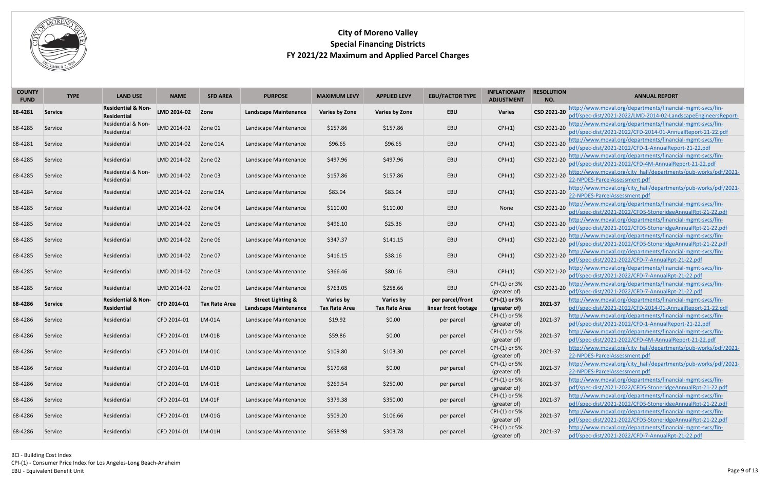# City of Moreno Valley
## Special Financing Districts
## FY 2021/22 Maximum and Applied Parcel Charges

| COUNTY FUND | TYPE | LAND USE | NAME | SFD AREA | PURPOSE | MAXIMUM LEVY | APPLIED LEVY | EBU/FACTOR TYPE | INFLATIONARY ADJUSTMENT | RESOLUTION NO. | ANNUAL REPORT |
|---|---|---|---|---|---|---|---|---|---|---|---|
| **68-4281** | **Service** | **Residential & Non-Residential** | **LMD 2014-02** | **Zone** | **Landscape Maintenance** | **Varies by Zone** | **Varies by Zone** | **EBU** | **Varies** | **CSD 2021-20** | http://www.moval.org/departments/financial-mgmt-svcs/fin-pdf/spec-dist/2021-2022/LMD-2014-02-LandscapeEngineersReport- |
| 68-4285 | Service | Residential & Non-Residential | LMD 2014-02 | Zone 01 | Landscape Maintenance | $157.86 | $157.86 | EBU | CPI-(1) | CSD 2021-20 | http://www.moval.org/departments/financial-mgmt-svcs/fin-pdf/spec-dist/2021-2022/CFD-2014-01-AnnualReport-21-22.pdf |
| 68-4281 | Service | Residential | LMD 2014-02 | Zone 01A | Landscape Maintenance | $96.65 | $96.65 | EBU | CPI-(1) | CSD 2021-20 | http://www.moval.org/departments/financial-mgmt-svcs/fin-pdf/spec-dist/2021-2022/CFD-1-AnnualReport-21-22.pdf |
| 68-4285 | Service | Residential | LMD 2014-02 | Zone 02 | Landscape Maintenance | $497.96 | $497.96 | EBU | CPI-(1) | CSD 2021-20 | http://www.moval.org/departments/financial-mgmt-svcs/fin-pdf/spec-dist/2021-2022/CFD-4M-AnnualReport-21-22.pdf |
| 68-4285 | Service | Residential & Non-Residential | LMD 2014-02 | Zone 03 | Landscape Maintenance | $157.86 | $157.86 | EBU | CPI-(1) | CSD 2021-20 | http://www.moval.org/city_hall/departments/pub-works/pdf/2021-22-NPDES-ParcelAssessment.pdf |
| 68-4284 | Service | Residential | LMD 2014-02 | Zone 03A | Landscape Maintenance | $83.94 | $83.94 | EBU | CPI-(1) | CSD 2021-20 | http://www.moval.org/city_hall/departments/pub-works/pdf/2021-22-NPDES-ParcelAssessment.pdf |
| 68-4285 | Service | Residential | LMD 2014-02 | Zone 04 | Landscape Maintenance | $110.00 | $110.00 | EBU | None | CSD 2021-20 | http://www.moval.org/departments/financial-mgmt-svcs/fin-pdf/spec-dist/2021-2022/CFD5-StoneridgeAnnualRpt-21-22.pdf |
| 68-4285 | Service | Residential | LMD 2014-02 | Zone 05 | Landscape Maintenance | $496.10 | $25.36 | EBU | CPI-(1) | CSD 2021-20 | http://www.moval.org/departments/financial-mgmt-svcs/fin-pdf/spec-dist/2021-2022/CFD5-StoneridgeAnnualRpt-21-22.pdf |
| 68-4285 | Service | Residential | LMD 2014-02 | Zone 06 | Landscape Maintenance | $347.37 | $141.15 | EBU | CPI-(1) | CSD 2021-20 | http://www.moval.org/departments/financial-mgmt-svcs/fin-pdf/spec-dist/2021-2022/CFD5-StoneridgeAnnualRpt-21-22.pdf |
| 68-4285 | Service | Residential | LMD 2014-02 | Zone 07 | Landscape Maintenance | $416.15 | $38.16 | EBU | CPI-(1) | CSD 2021-20 | http://www.moval.org/departments/financial-mgmt-svcs/fin-pdf/spec-dist/2021-2022/CFD-7-AnnualRpt-21-22.pdf |
| 68-4285 | Service | Residential | LMD 2014-02 | Zone 08 | Landscape Maintenance | $366.46 | $80.16 | EBU | CPI-(1) | CSD 2021-20 | http://www.moval.org/departments/financial-mgmt-svcs/fin-pdf/spec-dist/2021-2022/CFD-7-AnnualRpt-21-22.pdf |
| 68-4285 | Service | Residential | LMD 2014-02 | Zone 09 | Landscape Maintenance | $763.05 | $258.66 | EBU | CPI-(1) or 3% (greater of) | CSD 2021-20 | http://www.moval.org/departments/financial-mgmt-svcs/fin-pdf/spec-dist/2021-2022/CFD-7-AnnualRpt-21-22.pdf |
| **68-4286** | **Service** | **Residential & Non-Residential** | **CFD 2014-01** | **Tax Rate Area** | **Street Lighting & Landscape Maintenance** | **Varies by Tax Rate Area** | **Varies by Tax Rate Area** | **per parcel/front linear front footage** | **CPI-(1) or 5% (greater of)** | **2021-37** | http://www.moval.org/departments/financial-mgmt-svcs/fin-pdf/spec-dist/2021-2022/CFD-2014-01-AnnualReport-21-22.pdf |
| 68-4286 | Service | Residential | CFD 2014-01 | LM-01A | Landscape Maintenance | $19.92 | $0.00 | per parcel | CPI-(1) or 5% (greater of) | 2021-37 | http://www.moval.org/departments/financial-mgmt-svcs/fin-pdf/spec-dist/2021-2022/CFD-1-AnnualReport-21-22.pdf |
| 68-4286 | Service | Residential | CFD 2014-01 | LM-01B | Landscape Maintenance | $59.86 | $0.00 | per parcel | CPI-(1) or 5% (greater of) | 2021-37 | http://www.moval.org/departments/financial-mgmt-svcs/fin-pdf/spec-dist/2021-2022/CFD-4M-AnnualReport-21-22.pdf |
| 68-4286 | Service | Residential | CFD 2014-01 | LM-01C | Landscape Maintenance | $109.80 | $103.30 | per parcel | CPI-(1) or 5% (greater of) | 2021-37 | http://www.moval.org/city_hall/departments/pub-works/pdf/2021-22-NPDES-ParcelAssessment.pdf |
| 68-4286 | Service | Residential | CFD 2014-01 | LM-01D | Landscape Maintenance | $179.68 | $0.00 | per parcel | CPI-(1) or 5% (greater of) | 2021-37 | http://www.moval.org/city_hall/departments/pub-works/pdf/2021-22-NPDES-ParcelAssessment.pdf |
| 68-4286 | Service | Residential | CFD 2014-01 | LM-01E | Landscape Maintenance | $269.54 | $250.00 | per parcel | CPI-(1) or 5% (greater of) | 2021-37 | http://www.moval.org/departments/financial-mgmt-svcs/fin-pdf/spec-dist/2021-2022/CFD5-StoneridgeAnnualRpt-21-22.pdf |
| 68-4286 | Service | Residential | CFD 2014-01 | LM-01F | Landscape Maintenance | $379.38 | $350.00 | per parcel | CPI-(1) or 5% (greater of) | 2021-37 | http://www.moval.org/departments/financial-mgmt-svcs/fin-pdf/spec-dist/2021-2022/CFD5-StoneridgeAnnualRpt-21-22.pdf |
| 68-4286 | Service | Residential | CFD 2014-01 | LM-01G | Landscape Maintenance | $509.20 | $106.66 | per parcel | CPI-(1) or 5% (greater of) | 2021-37 | http://www.moval.org/departments/financial-mgmt-svcs/fin-pdf/spec-dist/2021-2022/CFD5-StoneridgeAnnualRpt-21-22.pdf |
| 68-4286 | Service | Residential | CFD 2014-01 | LM-01H | Landscape Maintenance | $658.98 | $303.78 | per parcel | CPI-(1) or 5% (greater of) | 2021-37 | http://www.moval.org/departments/financial-mgmt-svcs/fin-pdf/spec-dist/2021-2022/CFD-7-AnnualRpt-21-22.pdf |

BCI - Building Cost Index
CPI-(1) - Consumer Price Index for Los Angeles-Long Beach-Anaheim
EBU - Equivalent Benefit Unit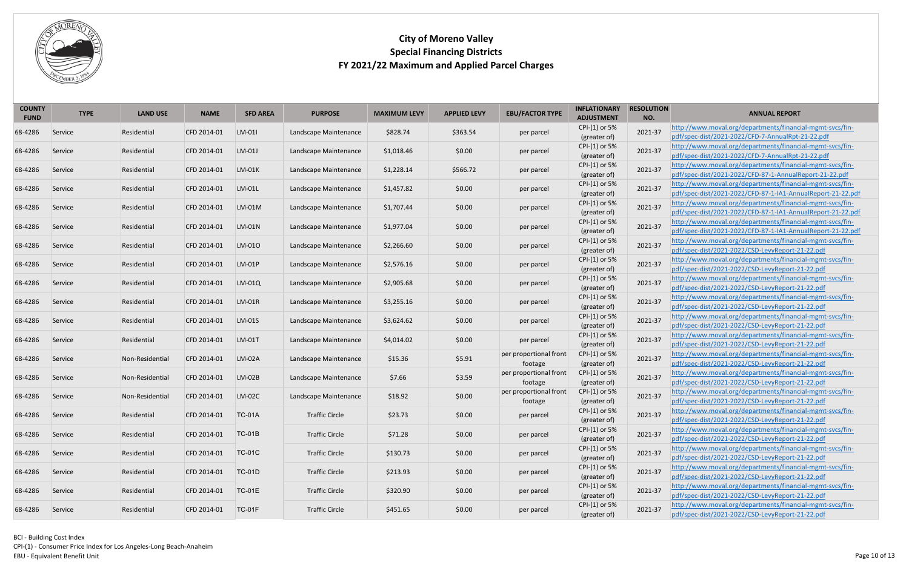# City of Moreno Valley
## Special Financing Districts
## FY 2021/22 Maximum and Applied Parcel Charges

| COUNTY FUND | TYPE | LAND USE | NAME | SFD AREA | PURPOSE | MAXIMUM LEVY | APPLIED LEVY | EBU/FACTOR TYPE | INFLATIONARY ADJUSTMENT | RESOLUTION NO. | ANNUAL REPORT |
|---|---|---|---|---|---|---|---|---|---|---|---|
| 68-4286 | Service | Residential | CFD 2014-01 | LM-01I | Landscape Maintenance | $828.74 | $363.54 | per parcel | CPI-(1) or 5% (greater of) | 2021-37 | http://www.moval.org/departments/financial-mgmt-svcs/fin-pdf/spec-dist/2021-2022/CFD-7-AnnualRpt-21-22.pdf |
| 68-4286 | Service | Residential | CFD 2014-01 | LM-01J | Landscape Maintenance | $1,018.46 | $0.00 | per parcel | CPI-(1) or 5% (greater of) | 2021-37 | http://www.moval.org/departments/financial-mgmt-svcs/fin-pdf/spec-dist/2021-2022/CFD-7-AnnualRpt-21-22.pdf |
| 68-4286 | Service | Residential | CFD 2014-01 | LM-01K | Landscape Maintenance | $1,228.14 | $566.72 | per parcel | CPI-(1) or 5% (greater of) | 2021-37 | http://www.moval.org/departments/financial-mgmt-svcs/fin-pdf/spec-dist/2021-2022/CFD-87-1-AnnualReport-21-22.pdf |
| 68-4286 | Service | Residential | CFD 2014-01 | LM-01L | Landscape Maintenance | $1,457.82 | $0.00 | per parcel | CPI-(1) or 5% (greater of) | 2021-37 | http://www.moval.org/departments/financial-mgmt-svcs/fin-pdf/spec-dist/2021-2022/CFD-87-1-IA1-AnnualReport-21-22.pdf |
| 68-4286 | Service | Residential | CFD 2014-01 | LM-01M | Landscape Maintenance | $1,707.44 | $0.00 | per parcel | CPI-(1) or 5% (greater of) | 2021-37 | http://www.moval.org/departments/financial-mgmt-svcs/fin-pdf/spec-dist/2021-2022/CFD-87-1-IA1-AnnualReport-21-22.pdf |
| 68-4286 | Service | Residential | CFD 2014-01 | LM-01N | Landscape Maintenance | $1,977.04 | $0.00 | per parcel | CPI-(1) or 5% (greater of) | 2021-37 | http://www.moval.org/departments/financial-mgmt-svcs/fin-pdf/spec-dist/2021-2022/CFD-87-1-IA1-AnnualReport-21-22.pdf |
| 68-4286 | Service | Residential | CFD 2014-01 | LM-01O | Landscape Maintenance | $2,266.60 | $0.00 | per parcel | CPI-(1) or 5% (greater of) | 2021-37 | http://www.moval.org/departments/financial-mgmt-svcs/fin-pdf/spec-dist/2021-2022/CSD-LevyReport-21-22.pdf |
| 68-4286 | Service | Residential | CFD 2014-01 | LM-01P | Landscape Maintenance | $2,576.16 | $0.00 | per parcel | CPI-(1) or 5% (greater of) | 2021-37 | http://www.moval.org/departments/financial-mgmt-svcs/fin-pdf/spec-dist/2021-2022/CSD-LevyReport-21-22.pdf |
| 68-4286 | Service | Residential | CFD 2014-01 | LM-01Q | Landscape Maintenance | $2,905.68 | $0.00 | per parcel | CPI-(1) or 5% (greater of) | 2021-37 | http://www.moval.org/departments/financial-mgmt-svcs/fin-pdf/spec-dist/2021-2022/CSD-LevyReport-21-22.pdf |
| 68-4286 | Service | Residential | CFD 2014-01 | LM-01R | Landscape Maintenance | $3,255.16 | $0.00 | per parcel | CPI-(1) or 5% (greater of) | 2021-37 | http://www.moval.org/departments/financial-mgmt-svcs/fin-pdf/spec-dist/2021-2022/CSD-LevyReport-21-22.pdf |
| 68-4286 | Service | Residential | CFD 2014-01 | LM-01S | Landscape Maintenance | $3,624.62 | $0.00 | per parcel | CPI-(1) or 5% (greater of) | 2021-37 | http://www.moval.org/departments/financial-mgmt-svcs/fin-pdf/spec-dist/2021-2022/CSD-LevyReport-21-22.pdf |
| 68-4286 | Service | Residential | CFD 2014-01 | LM-01T | Landscape Maintenance | $4,014.02 | $0.00 | per parcel | CPI-(1) or 5% (greater of) | 2021-37 | http://www.moval.org/departments/financial-mgmt-svcs/fin-pdf/spec-dist/2021-2022/CSD-LevyReport-21-22.pdf |
| 68-4286 | Service | Non-Residential | CFD 2014-01 | LM-02A | Landscape Maintenance | $15.36 | $5.91 | per proportional front footage | CPI-(1) or 5% (greater of) | 2021-37 | http://www.moval.org/departments/financial-mgmt-svcs/fin-pdf/spec-dist/2021-2022/CSD-LevyReport-21-22.pdf |
| 68-4286 | Service | Non-Residential | CFD 2014-01 | LM-02B | Landscape Maintenance | $7.66 | $3.59 | per proportional front footage | CPI-(1) or 5% (greater of) | 2021-37 | http://www.moval.org/departments/financial-mgmt-svcs/fin-pdf/spec-dist/2021-2022/CSD-LevyReport-21-22.pdf |
| 68-4286 | Service | Non-Residential | CFD 2014-01 | LM-02C | Landscape Maintenance | $18.92 | $0.00 | per proportional front footage | CPI-(1) or 5% (greater of) | 2021-37 | http://www.moval.org/departments/financial-mgmt-svcs/fin-pdf/spec-dist/2021-2022/CSD-LevyReport-21-22.pdf |
| 68-4286 | Service | Residential | CFD 2014-01 | TC-01A | Traffic Circle | $23.73 | $0.00 | per parcel | CPI-(1) or 5% (greater of) | 2021-37 | http://www.moval.org/departments/financial-mgmt-svcs/fin-pdf/spec-dist/2021-2022/CSD-LevyReport-21-22.pdf |
| 68-4286 | Service | Residential | CFD 2014-01 | TC-01B | Traffic Circle | $71.28 | $0.00 | per parcel | CPI-(1) or 5% (greater of) | 2021-37 | http://www.moval.org/departments/financial-mgmt-svcs/fin-pdf/spec-dist/2021-2022/CSD-LevyReport-21-22.pdf |
| 68-4286 | Service | Residential | CFD 2014-01 | TC-01C | Traffic Circle | $130.73 | $0.00 | per parcel | CPI-(1) or 5% (greater of) | 2021-37 | http://www.moval.org/departments/financial-mgmt-svcs/fin-pdf/spec-dist/2021-2022/CSD-LevyReport-21-22.pdf |
| 68-4286 | Service | Residential | CFD 2014-01 | TC-01D | Traffic Circle | $213.93 | $0.00 | per parcel | CPI-(1) or 5% (greater of) | 2021-37 | http://www.moval.org/departments/financial-mgmt-svcs/fin-pdf/spec-dist/2021-2022/CSD-LevyReport-21-22.pdf |
| 68-4286 | Service | Residential | CFD 2014-01 | TC-01E | Traffic Circle | $320.90 | $0.00 | per parcel | CPI-(1) or 5% (greater of) | 2021-37 | http://www.moval.org/departments/financial-mgmt-svcs/fin-pdf/spec-dist/2021-2022/CSD-LevyReport-21-22.pdf |
| 68-4286 | Service | Residential | CFD 2014-01 | TC-01F | Traffic Circle | $451.65 | $0.00 | per parcel | CPI-(1) or 5% (greater of) | 2021-37 | http://www.moval.org/departments/financial-mgmt-svcs/fin-pdf/spec-dist/2021-2022/CSD-LevyReport-21-22.pdf |

BCI - Building Cost Index
CPI-(1) - Consumer Price Index for Los Angeles-Long Beach-Anaheim
EBU - Equivalent Benefit Unit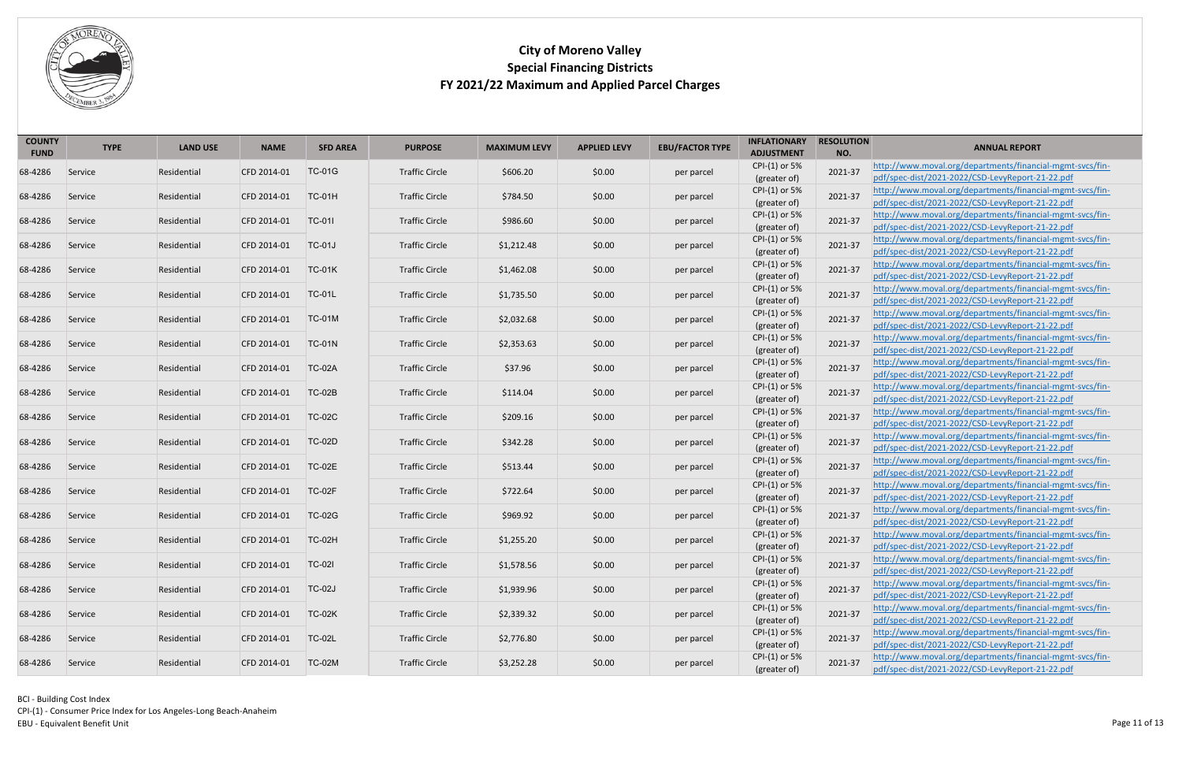# City of Moreno Valley
## Special Financing Districts
### FY 2021/22 Maximum and Applied Parcel Charges

| COUNTY FUND | TYPE | LAND USE | NAME | SFD AREA | PURPOSE | MAXIMUM LEVY | APPLIED LEVY | EBU/FACTOR TYPE | INFLATIONARY ADJUSTMENT | RESOLUTION NO. | ANNUAL REPORT |
|---|---|---|---|---|---|---|---|---|---|---|---|
| 68-4286 | Service | Residential | CFD 2014-01 | TC-01G | Traffic Circle | $606.20 | $0.00 | per parcel | CPI-(1) or 5% (greater of) | 2021-37 | http://www.moval.org/departments/financial-mgmt-svcs/fin-pdf/spec-dist/2021-2022/CSD-LevyReport-21-22.pdf |
| 68-4286 | Service | Residential | CFD 2014-01 | TC-01H | Traffic Circle | $784.50 | $0.00 | per parcel | CPI-(1) or 5% (greater of) | 2021-37 | http://www.moval.org/departments/financial-mgmt-svcs/fin-pdf/spec-dist/2021-2022/CSD-LevyReport-21-22.pdf |
| 68-4286 | Service | Residential | CFD 2014-01 | TC-01I | Traffic Circle | $986.60 | $0.00 | per parcel | CPI-(1) or 5% (greater of) | 2021-37 | http://www.moval.org/departments/financial-mgmt-svcs/fin-pdf/spec-dist/2021-2022/CSD-LevyReport-21-22.pdf |
| 68-4286 | Service | Residential | CFD 2014-01 | TC-01J | Traffic Circle | $1,212.48 | $0.00 | per parcel | CPI-(1) or 5% (greater of) | 2021-37 | http://www.moval.org/departments/financial-mgmt-svcs/fin-pdf/spec-dist/2021-2022/CSD-LevyReport-21-22.pdf |
| 68-4286 | Service | Residential | CFD 2014-01 | TC-01K | Traffic Circle | $1,462.08 | $0.00 | per parcel | CPI-(1) or 5% (greater of) | 2021-37 | http://www.moval.org/departments/financial-mgmt-svcs/fin-pdf/spec-dist/2021-2022/CSD-LevyReport-21-22.pdf |
| 68-4286 | Service | Residential | CFD 2014-01 | TC-01L | Traffic Circle | $1,735.50 | $0.00 | per parcel | CPI-(1) or 5% (greater of) | 2021-37 | http://www.moval.org/departments/financial-mgmt-svcs/fin-pdf/spec-dist/2021-2022/CSD-LevyReport-21-22.pdf |
| 68-4286 | Service | Residential | CFD 2014-01 | TC-01M | Traffic Circle | $2,032.68 | $0.00 | per parcel | CPI-(1) or 5% (greater of) | 2021-37 | http://www.moval.org/departments/financial-mgmt-svcs/fin-pdf/spec-dist/2021-2022/CSD-LevyReport-21-22.pdf |
| 68-4286 | Service | Residential | CFD 2014-01 | TC-01N | Traffic Circle | $2,353.63 | $0.00 | per parcel | CPI-(1) or 5% (greater of) | 2021-37 | http://www.moval.org/departments/financial-mgmt-svcs/fin-pdf/spec-dist/2021-2022/CSD-LevyReport-21-22.pdf |
| 68-4286 | Service | Residential | CFD 2014-01 | TC-02A | Traffic Circle | $37.96 | $0.00 | per parcel | CPI-(1) or 5% (greater of) | 2021-37 | http://www.moval.org/departments/financial-mgmt-svcs/fin-pdf/spec-dist/2021-2022/CSD-LevyReport-21-22.pdf |
| 68-4286 | Service | Residential | CFD 2014-01 | TC-02B | Traffic Circle | $114.04 | $0.00 | per parcel | CPI-(1) or 5% (greater of) | 2021-37 | http://www.moval.org/departments/financial-mgmt-svcs/fin-pdf/spec-dist/2021-2022/CSD-LevyReport-21-22.pdf |
| 68-4286 | Service | Residential | CFD 2014-01 | TC-02C | Traffic Circle | $209.16 | $0.00 | per parcel | CPI-(1) or 5% (greater of) | 2021-37 | http://www.moval.org/departments/financial-mgmt-svcs/fin-pdf/spec-dist/2021-2022/CSD-LevyReport-21-22.pdf |
| 68-4286 | Service | Residential | CFD 2014-01 | TC-02D | Traffic Circle | $342.28 | $0.00 | per parcel | CPI-(1) or 5% (greater of) | 2021-37 | http://www.moval.org/departments/financial-mgmt-svcs/fin-pdf/spec-dist/2021-2022/CSD-LevyReport-21-22.pdf |
| 68-4286 | Service | Residential | CFD 2014-01 | TC-02E | Traffic Circle | $513.44 | $0.00 | per parcel | CPI-(1) or 5% (greater of) | 2021-37 | http://www.moval.org/departments/financial-mgmt-svcs/fin-pdf/spec-dist/2021-2022/CSD-LevyReport-21-22.pdf |
| 68-4286 | Service | Residential | CFD 2014-01 | TC-02F | Traffic Circle | $722.64 | $0.00 | per parcel | CPI-(1) or 5% (greater of) | 2021-37 | http://www.moval.org/departments/financial-mgmt-svcs/fin-pdf/spec-dist/2021-2022/CSD-LevyReport-21-22.pdf |
| 68-4286 | Service | Residential | CFD 2014-01 | TC-02G | Traffic Circle | $969.92 | $0.00 | per parcel | CPI-(1) or 5% (greater of) | 2021-37 | http://www.moval.org/departments/financial-mgmt-svcs/fin-pdf/spec-dist/2021-2022/CSD-LevyReport-21-22.pdf |
| 68-4286 | Service | Residential | CFD 2014-01 | TC-02H | Traffic Circle | $1,255.20 | $0.00 | per parcel | CPI-(1) or 5% (greater of) | 2021-37 | http://www.moval.org/departments/financial-mgmt-svcs/fin-pdf/spec-dist/2021-2022/CSD-LevyReport-21-22.pdf |
| 68-4286 | Service | Residential | CFD 2014-01 | TC-02I | Traffic Circle | $1,578.56 | $0.00 | per parcel | CPI-(1) or 5% (greater of) | 2021-37 | http://www.moval.org/departments/financial-mgmt-svcs/fin-pdf/spec-dist/2021-2022/CSD-LevyReport-21-22.pdf |
| 68-4286 | Service | Residential | CFD 2014-01 | TC-02J | Traffic Circle | $1,939.96 | $0.00 | per parcel | CPI-(1) or 5% (greater of) | 2021-37 | http://www.moval.org/departments/financial-mgmt-svcs/fin-pdf/spec-dist/2021-2022/CSD-LevyReport-21-22.pdf |
| 68-4286 | Service | Residential | CFD 2014-01 | TC-02K | Traffic Circle | $2,339.32 | $0.00 | per parcel | CPI-(1) or 5% (greater of) | 2021-37 | http://www.moval.org/departments/financial-mgmt-svcs/fin-pdf/spec-dist/2021-2022/CSD-LevyReport-21-22.pdf |
| 68-4286 | Service | Residential | CFD 2014-01 | TC-02L | Traffic Circle | $2,776.80 | $0.00 | per parcel | CPI-(1) or 5% (greater of) | 2021-37 | http://www.moval.org/departments/financial-mgmt-svcs/fin-pdf/spec-dist/2021-2022/CSD-LevyReport-21-22.pdf |
| 68-4286 | Service | Residential | CFD 2014-01 | TC-02M | Traffic Circle | $3,252.28 | $0.00 | per parcel | CPI-(1) or 5% (greater of) | 2021-37 | http://www.moval.org/departments/financial-mgmt-svcs/fin-pdf/spec-dist/2021-2022/CSD-LevyReport-21-22.pdf |

BCI - Building Cost Index
CPI-(1) - Consumer Price Index for Los Angeles-Long Beach-Anaheim
EBU - Equivalent Benefit Unit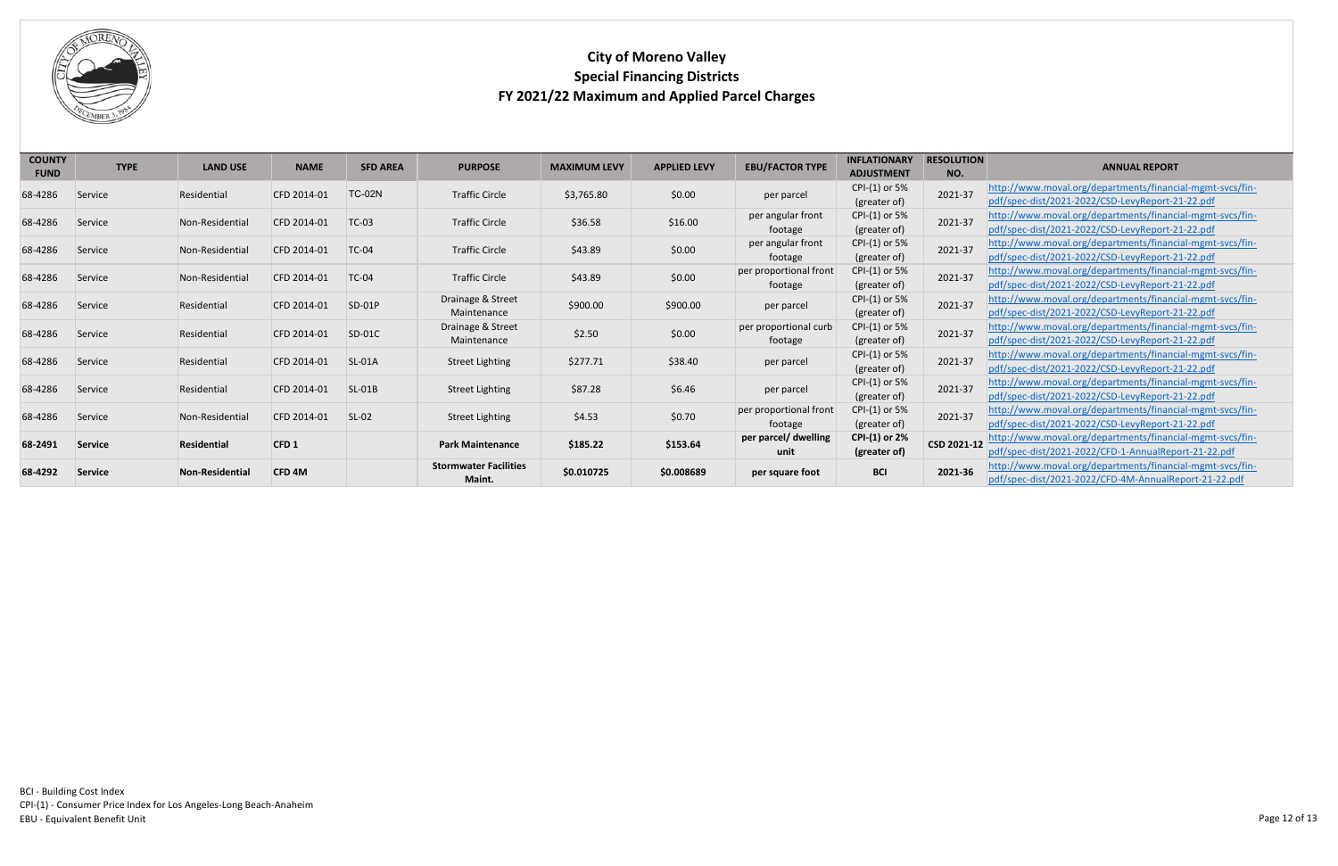# City of Moreno Valley
## Special Financing Districts
## FY 2021/22 Maximum and Applied Parcel Charges

| COUNTY FUND | TYPE | LAND USE | NAME | SFD AREA | PURPOSE | MAXIMUM LEVY | APPLIED LEVY | EBU/FACTOR TYPE | INFLATIONARY ADJUSTMENT | RESOLUTION NO. | ANNUAL REPORT |
|---|---|---|---|---|---|---|---|---|---|---|---|
| 68-4286 | Service | Residential | CFD 2014-01 | TC-02N | Traffic Circle | $3,765.80 | $0.00 | per parcel | CPI-(1) or 5% (greater of) | 2021-37 | http://www.moval.org/departments/financial-mgmt-svcs/fin-pdf/spec-dist/2021-2022/CSD-LevyReport-21-22.pdf |
| 68-4286 | Service | Non-Residential | CFD 2014-01 | TC-03 | Traffic Circle | $36.58 | $16.00 | per angular front footage | CPI-(1) or 5% (greater of) | 2021-37 | http://www.moval.org/departments/financial-mgmt-svcs/fin-pdf/spec-dist/2021-2022/CSD-LevyReport-21-22.pdf |
| 68-4286 | Service | Non-Residential | CFD 2014-01 | TC-04 | Traffic Circle | $43.89 | $0.00 | per angular front footage | CPI-(1) or 5% (greater of) | 2021-37 | http://www.moval.org/departments/financial-mgmt-svcs/fin-pdf/spec-dist/2021-2022/CSD-LevyReport-21-22.pdf |
| 68-4286 | Service | Non-Residential | CFD 2014-01 | TC-04 | Traffic Circle | $43.89 | $0.00 | per proportional front footage | CPI-(1) or 5% (greater of) | 2021-37 | http://www.moval.org/departments/financial-mgmt-svcs/fin-pdf/spec-dist/2021-2022/CSD-LevyReport-21-22.pdf |
| 68-4286 | Service | Residential | CFD 2014-01 | SD-01P | Drainage & Street Maintenance | $900.00 | $900.00 | per parcel | CPI-(1) or 5% (greater of) | 2021-37 | http://www.moval.org/departments/financial-mgmt-svcs/fin-pdf/spec-dist/2021-2022/CSD-LevyReport-21-22.pdf |
| 68-4286 | Service | Residential | CFD 2014-01 | SD-01C | Drainage & Street Maintenance | $2.50 | $0.00 | per proportional curb footage | CPI-(1) or 5% (greater of) | 2021-37 | http://www.moval.org/departments/financial-mgmt-svcs/fin-pdf/spec-dist/2021-2022/CSD-LevyReport-21-22.pdf |
| 68-4286 | Service | Residential | CFD 2014-01 | SL-01A | Street Lighting | $277.71 | $38.40 | per parcel | CPI-(1) or 5% (greater of) | 2021-37 | http://www.moval.org/departments/financial-mgmt-svcs/fin-pdf/spec-dist/2021-2022/CSD-LevyReport-21-22.pdf |
| 68-4286 | Service | Residential | CFD 2014-01 | SL-01B | Street Lighting | $87.28 | $6.46 | per parcel | CPI-(1) or 5% (greater of) | 2021-37 | http://www.moval.org/departments/financial-mgmt-svcs/fin-pdf/spec-dist/2021-2022/CSD-LevyReport-21-22.pdf |
| 68-4286 | Service | Non-Residential | CFD 2014-01 | SL-02 | Street Lighting | $4.53 | $0.70 | per proportional front footage | CPI-(1) or 5% (greater of) | 2021-37 | http://www.moval.org/departments/financial-mgmt-svcs/fin-pdf/spec-dist/2021-2022/CSD-LevyReport-21-22.pdf |
| **68-2491** | **Service** | **Residential** | **CFD 1** | | **Park Maintenance** | **$185.22** | **$153.64** | **per parcel/ dwelling unit** | **CPI-(1) or 2% (greater of)** | **CSD 2021-12** | http://www.moval.org/departments/financial-mgmt-svcs/fin-pdf/spec-dist/2021-2022/CFD-1-AnnualReport-21-22.pdf |
| **68-4292** | **Service** | **Non-Residential** | **CFD 4M** | | **Stormwater Facilities Maint.** | **$0.010725** | **$0.008689** | **per square foot** | **BCI** | **2021-36** | http://www.moval.org/departments/financial-mgmt-svcs/fin-pdf/spec-dist/2021-2022/CFD-4M-AnnualReport-21-22.pdf |

BCI - Building Cost Index
CPI-(1) - Consumer Price Index for Los Angeles-Long Beach-Anaheim
EBU - Equivalent Benefit Unit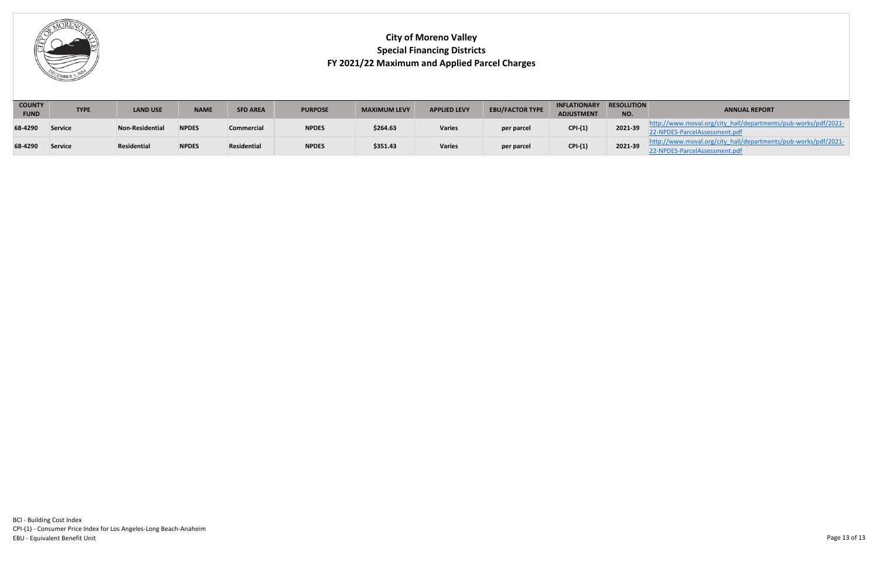# City of Moreno Valley
## Special Financing Districts
### FY 2021/22 Maximum and Applied Parcel Charges

| COUNTY FUND | TYPE | LAND USE | NAME | SFD AREA | PURPOSE | MAXIMUM LEVY | APPLIED LEVY | EBU/FACTOR TYPE | INFLATIONARY ADJUSTMENT | RESOLUTION NO. | ANNUAL REPORT |
|---|---|---|---|---|---|---|---|---|---|---|---|
| 68-4290 | Service | Non-Residential | NPDES | Commercial | NPDES | $264.63 | Varies | per parcel | CPI-(1) | 2021-39 | http://www.moval.org/city_hall/departments/pub-works/pdf/2021-22-NPDES-ParcelAssessment.pdf |
| 68-4290 | Service | Residential | NPDES | Residential | NPDES | $351.43 | Varies | per parcel | CPI-(1) | 2021-39 | http://www.moval.org/city_hall/departments/pub-works/pdf/2021-22-NPDES-ParcelAssessment.pdf |

BCI - Building Cost Index
CPI-(1) - Consumer Price Index for Los Angeles-Long Beach-Anaheim
EBU - Equivalent Benefit Unit